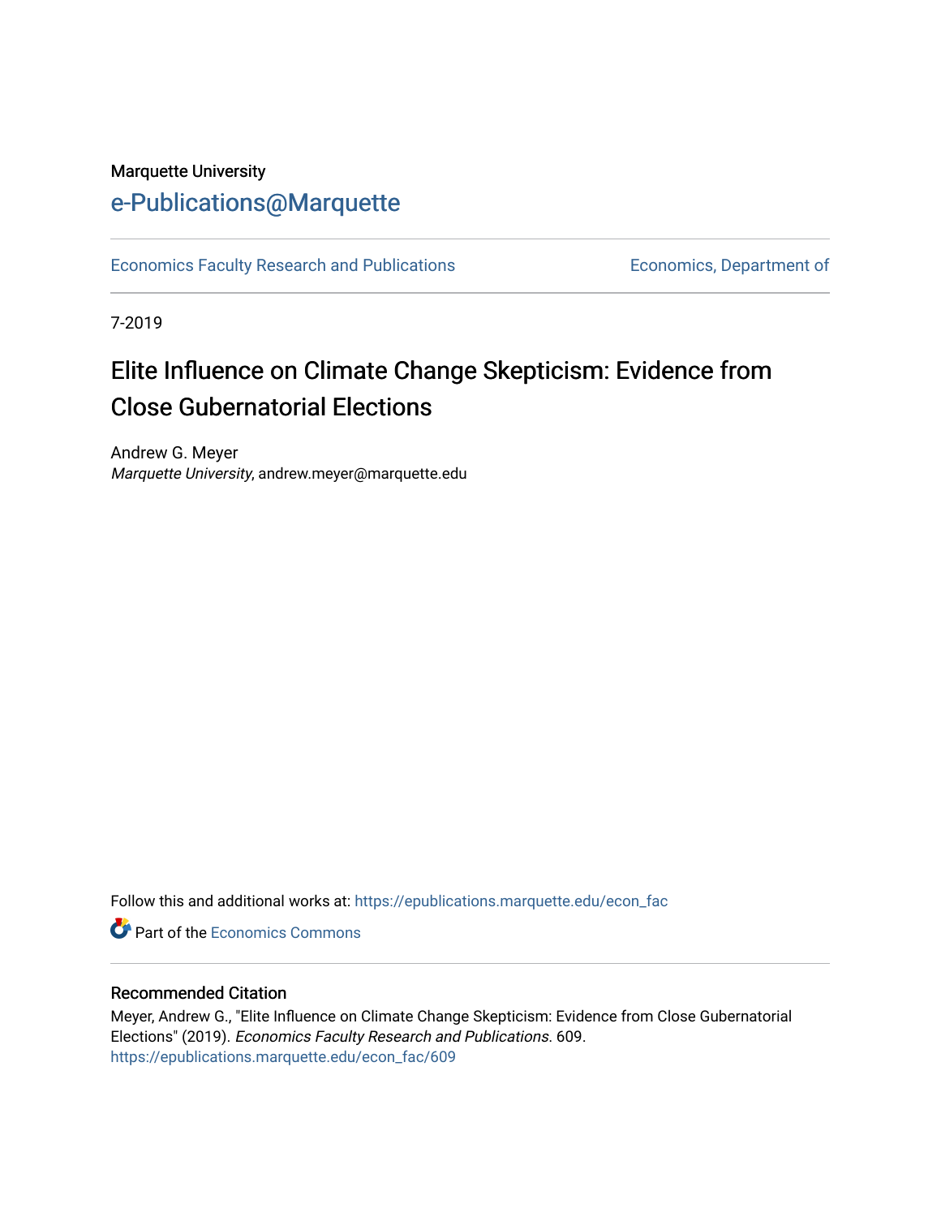Marquette University

# e-Publications@Marquette

Economics Faculty Research and Publications

Economics, Department of

7-2019

# Elite Influence on Climate Change Skepticism: Evidence from Close Gubernatorial Elections

Andrew G. Meyer
*Marquette University*, andrew.meyer@marquette.edu

Follow this and additional works at: https://epublications.marquette.edu/econ_fac

Part of the Economics Commons

### Recommended Citation

Meyer, Andrew G., "Elite Influence on Climate Change Skepticism: Evidence from Close Gubernatorial Elections" (2019). *Economics Faculty Research and Publications*. 609.
https://epublications.marquette.edu/econ_fac/609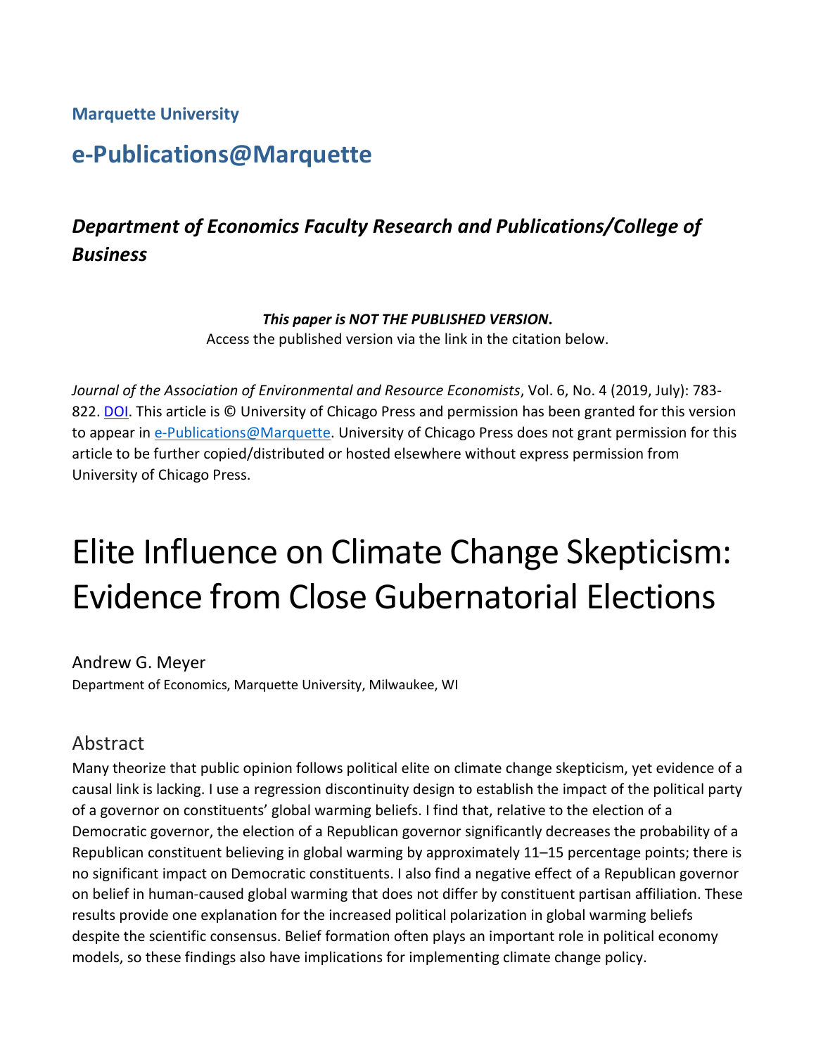Marquette University

# e-Publications@Marquette

## *Department of Economics Faculty Research and Publications/College of Business*

***This paper is NOT THE PUBLISHED VERSION*.**
Access the published version via the link in the citation below.

*Journal of the Association of Environmental and Resource Economists*, Vol. 6, No. 4 (2019, July): 783-822. DOI. This article is © University of Chicago Press and permission has been granted for this version to appear in e-Publications@Marquette. University of Chicago Press does not grant permission for this article to be further copied/distributed or hosted elsewhere without express permission from University of Chicago Press.

# Elite Influence on Climate Change Skepticism: Evidence from Close Gubernatorial Elections

Andrew G. Meyer
Department of Economics, Marquette University, Milwaukee, WI

## Abstract

Many theorize that public opinion follows political elite on climate change skepticism, yet evidence of a causal link is lacking. I use a regression discontinuity design to establish the impact of the political party of a governor on constituents' global warming beliefs. I find that, relative to the election of a Democratic governor, the election of a Republican governor significantly decreases the probability of a Republican constituent believing in global warming by approximately 11–15 percentage points; there is no significant impact on Democratic constituents. I also find a negative effect of a Republican governor on belief in human-caused global warming that does not differ by constituent partisan affiliation. These results provide one explanation for the increased political polarization in global warming beliefs despite the scientific consensus. Belief formation often plays an important role in political economy models, so these findings also have implications for implementing climate change policy.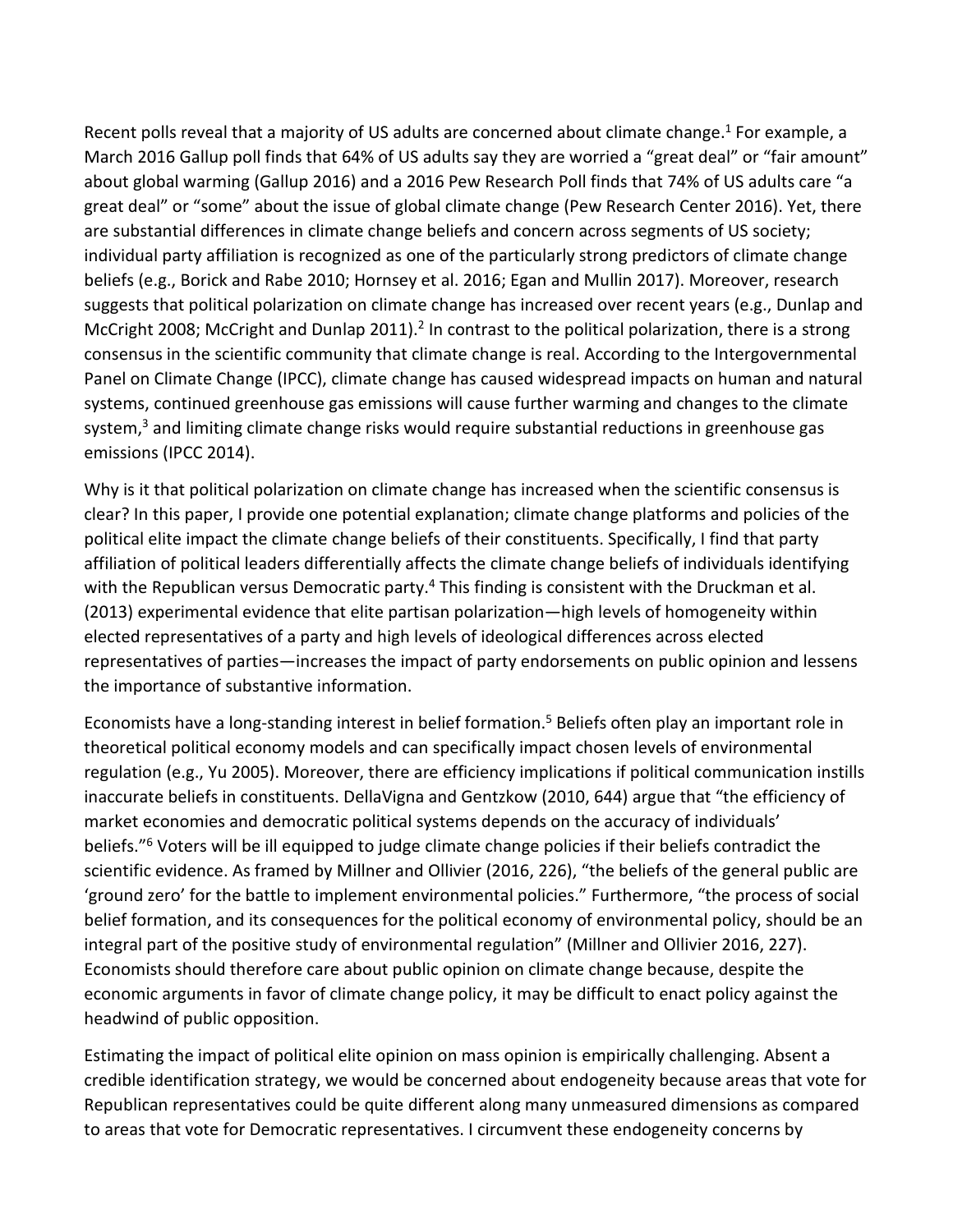Recent polls reveal that a majority of US adults are concerned about climate change.[1] For example, a March 2016 Gallup poll finds that 64% of US adults say they are worried a "great deal" or "fair amount" about global warming (Gallup 2016) and a 2016 Pew Research Poll finds that 74% of US adults care "a great deal" or "some" about the issue of global climate change (Pew Research Center 2016). Yet, there are substantial differences in climate change beliefs and concern across segments of US society; individual party affiliation is recognized as one of the particularly strong predictors of climate change beliefs (e.g., Borick and Rabe 2010; Hornsey et al. 2016; Egan and Mullin 2017). Moreover, research suggests that political polarization on climate change has increased over recent years (e.g., Dunlap and McCright 2008; McCright and Dunlap 2011).[2] In contrast to the political polarization, there is a strong consensus in the scientific community that climate change is real. According to the Intergovernmental Panel on Climate Change (IPCC), climate change has caused widespread impacts on human and natural systems, continued greenhouse gas emissions will cause further warming and changes to the climate system,[3] and limiting climate change risks would require substantial reductions in greenhouse gas emissions (IPCC 2014).

Why is it that political polarization on climate change has increased when the scientific consensus is clear? In this paper, I provide one potential explanation; climate change platforms and policies of the political elite impact the climate change beliefs of their constituents. Specifically, I find that party affiliation of political leaders differentially affects the climate change beliefs of individuals identifying with the Republican versus Democratic party.[4] This finding is consistent with the Druckman et al. (2013) experimental evidence that elite partisan polarization—high levels of homogeneity within elected representatives of a party and high levels of ideological differences across elected representatives of parties—increases the impact of party endorsements on public opinion and lessens the importance of substantive information.

Economists have a long-standing interest in belief formation.[5] Beliefs often play an important role in theoretical political economy models and can specifically impact chosen levels of environmental regulation (e.g., Yu 2005). Moreover, there are efficiency implications if political communication instills inaccurate beliefs in constituents. DellaVigna and Gentzkow (2010, 644) argue that "the efficiency of market economies and democratic political systems depends on the accuracy of individuals' beliefs."[6] Voters will be ill equipped to judge climate change policies if their beliefs contradict the scientific evidence. As framed by Millner and Ollivier (2016, 226), "the beliefs of the general public are 'ground zero' for the battle to implement environmental policies." Furthermore, "the process of social belief formation, and its consequences for the political economy of environmental policy, should be an integral part of the positive study of environmental regulation" (Millner and Ollivier 2016, 227). Economists should therefore care about public opinion on climate change because, despite the economic arguments in favor of climate change policy, it may be difficult to enact policy against the headwind of public opposition.

Estimating the impact of political elite opinion on mass opinion is empirically challenging. Absent a credible identification strategy, we would be concerned about endogeneity because areas that vote for Republican representatives could be quite different along many unmeasured dimensions as compared to areas that vote for Democratic representatives. I circumvent these endogeneity concerns by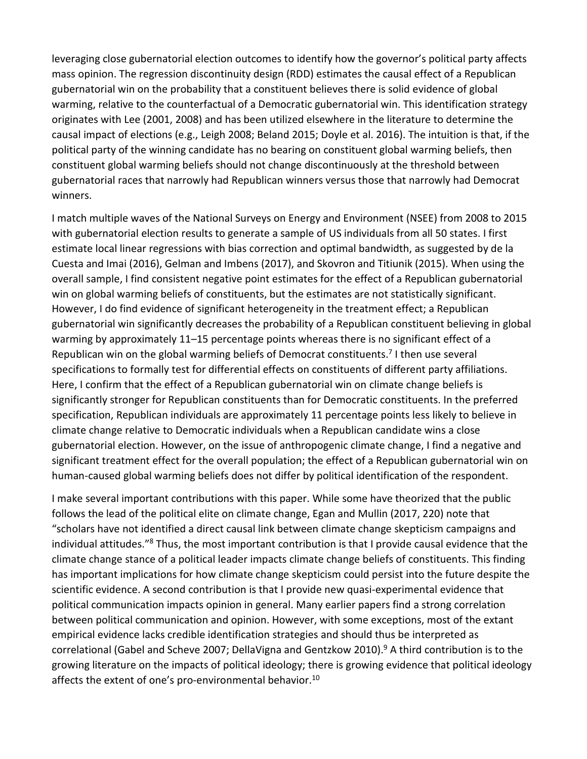leveraging close gubernatorial election outcomes to identify how the governor's political party affects mass opinion. The regression discontinuity design (RDD) estimates the causal effect of a Republican gubernatorial win on the probability that a constituent believes there is solid evidence of global warming, relative to the counterfactual of a Democratic gubernatorial win. This identification strategy originates with Lee (2001, 2008) and has been utilized elsewhere in the literature to determine the causal impact of elections (e.g., Leigh 2008; Beland 2015; Doyle et al. 2016). The intuition is that, if the political party of the winning candidate has no bearing on constituent global warming beliefs, then constituent global warming beliefs should not change discontinuously at the threshold between gubernatorial races that narrowly had Republican winners versus those that narrowly had Democrat winners.

I match multiple waves of the National Surveys on Energy and Environment (NSEE) from 2008 to 2015 with gubernatorial election results to generate a sample of US individuals from all 50 states. I first estimate local linear regressions with bias correction and optimal bandwidth, as suggested by de la Cuesta and Imai (2016), Gelman and Imbens (2017), and Skovron and Titiunik (2015). When using the overall sample, I find consistent negative point estimates for the effect of a Republican gubernatorial win on global warming beliefs of constituents, but the estimates are not statistically significant. However, I do find evidence of significant heterogeneity in the treatment effect; a Republican gubernatorial win significantly decreases the probability of a Republican constituent believing in global warming by approximately 11–15 percentage points whereas there is no significant effect of a Republican win on the global warming beliefs of Democrat constituents.[7] I then use several specifications to formally test for differential effects on constituents of different party affiliations. Here, I confirm that the effect of a Republican gubernatorial win on climate change beliefs is significantly stronger for Republican constituents than for Democratic constituents. In the preferred specification, Republican individuals are approximately 11 percentage points less likely to believe in climate change relative to Democratic individuals when a Republican candidate wins a close gubernatorial election. However, on the issue of anthropogenic climate change, I find a negative and significant treatment effect for the overall population; the effect of a Republican gubernatorial win on human-caused global warming beliefs does not differ by political identification of the respondent.

I make several important contributions with this paper. While some have theorized that the public follows the lead of the political elite on climate change, Egan and Mullin (2017, 220) note that "scholars have not identified a direct causal link between climate change skepticism campaigns and individual attitudes."[8] Thus, the most important contribution is that I provide causal evidence that the climate change stance of a political leader impacts climate change beliefs of constituents. This finding has important implications for how climate change skepticism could persist into the future despite the scientific evidence. A second contribution is that I provide new quasi-experimental evidence that political communication impacts opinion in general. Many earlier papers find a strong correlation between political communication and opinion. However, with some exceptions, most of the extant empirical evidence lacks credible identification strategies and should thus be interpreted as correlational (Gabel and Scheve 2007; DellaVigna and Gentzkow 2010).[9] A third contribution is to the growing literature on the impacts of political ideology; there is growing evidence that political ideology affects the extent of one's pro-environmental behavior.[10]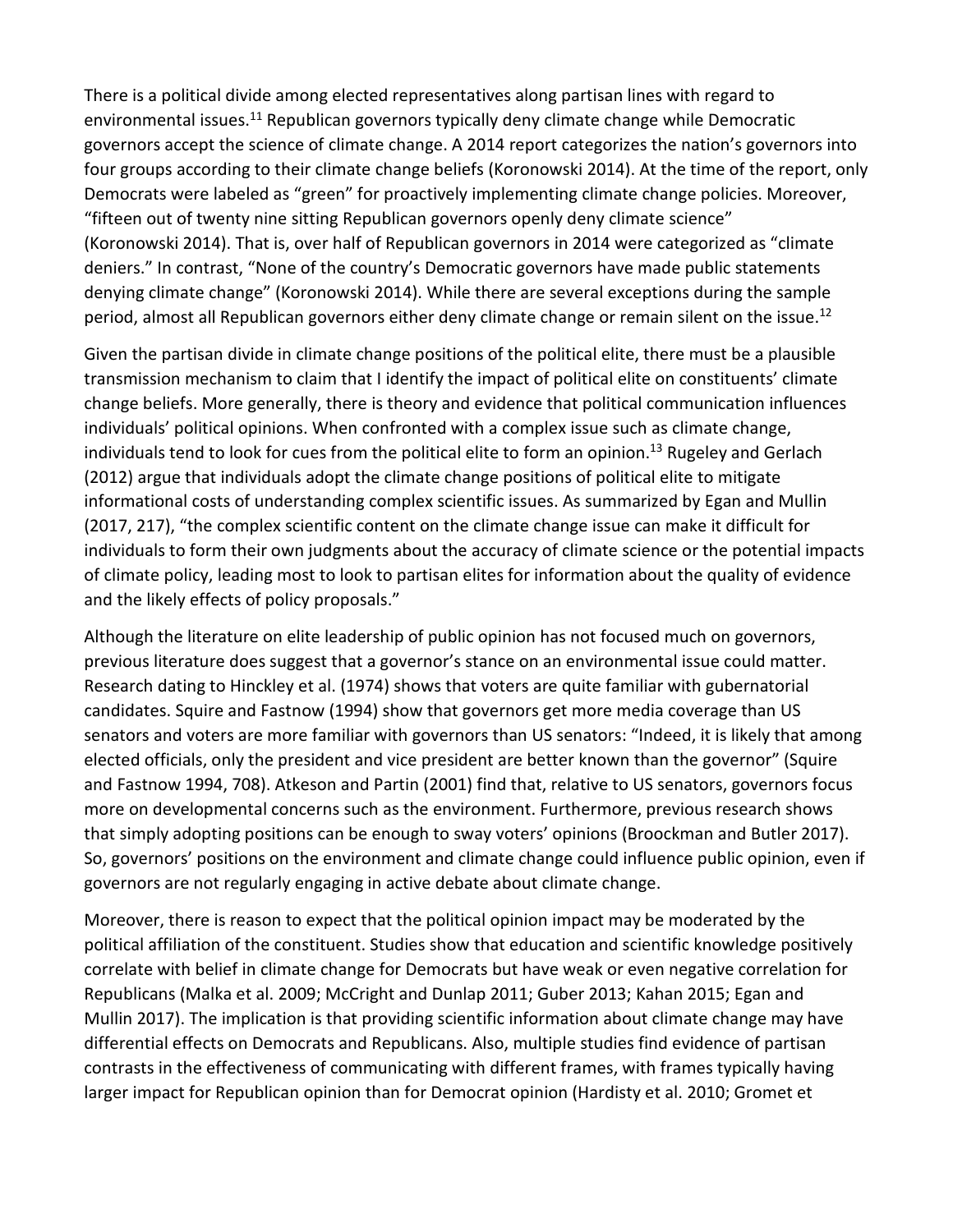There is a political divide among elected representatives along partisan lines with regard to environmental issues.[11] Republican governors typically deny climate change while Democratic governors accept the science of climate change. A 2014 report categorizes the nation's governors into four groups according to their climate change beliefs (Koronowski 2014). At the time of the report, only Democrats were labeled as "green" for proactively implementing climate change policies. Moreover, "fifteen out of twenty nine sitting Republican governors openly deny climate science" (Koronowski 2014). That is, over half of Republican governors in 2014 were categorized as "climate deniers." In contrast, "None of the country's Democratic governors have made public statements denying climate change" (Koronowski 2014). While there are several exceptions during the sample period, almost all Republican governors either deny climate change or remain silent on the issue.[12]

Given the partisan divide in climate change positions of the political elite, there must be a plausible transmission mechanism to claim that I identify the impact of political elite on constituents' climate change beliefs. More generally, there is theory and evidence that political communication influences individuals' political opinions. When confronted with a complex issue such as climate change, individuals tend to look for cues from the political elite to form an opinion.[13] Rugeley and Gerlach (2012) argue that individuals adopt the climate change positions of political elite to mitigate informational costs of understanding complex scientific issues. As summarized by Egan and Mullin (2017, 217), "the complex scientific content on the climate change issue can make it difficult for individuals to form their own judgments about the accuracy of climate science or the potential impacts of climate policy, leading most to look to partisan elites for information about the quality of evidence and the likely effects of policy proposals."

Although the literature on elite leadership of public opinion has not focused much on governors, previous literature does suggest that a governor's stance on an environmental issue could matter. Research dating to Hinckley et al. (1974) shows that voters are quite familiar with gubernatorial candidates. Squire and Fastnow (1994) show that governors get more media coverage than US senators and voters are more familiar with governors than US senators: "Indeed, it is likely that among elected officials, only the president and vice president are better known than the governor" (Squire and Fastnow 1994, 708). Atkeson and Partin (2001) find that, relative to US senators, governors focus more on developmental concerns such as the environment. Furthermore, previous research shows that simply adopting positions can be enough to sway voters' opinions (Broockman and Butler 2017). So, governors' positions on the environment and climate change could influence public opinion, even if governors are not regularly engaging in active debate about climate change.

Moreover, there is reason to expect that the political opinion impact may be moderated by the political affiliation of the constituent. Studies show that education and scientific knowledge positively correlate with belief in climate change for Democrats but have weak or even negative correlation for Republicans (Malka et al. 2009; McCright and Dunlap 2011; Guber 2013; Kahan 2015; Egan and Mullin 2017). The implication is that providing scientific information about climate change may have differential effects on Democrats and Republicans. Also, multiple studies find evidence of partisan contrasts in the effectiveness of communicating with different frames, with frames typically having larger impact for Republican opinion than for Democrat opinion (Hardisty et al. 2010; Gromet et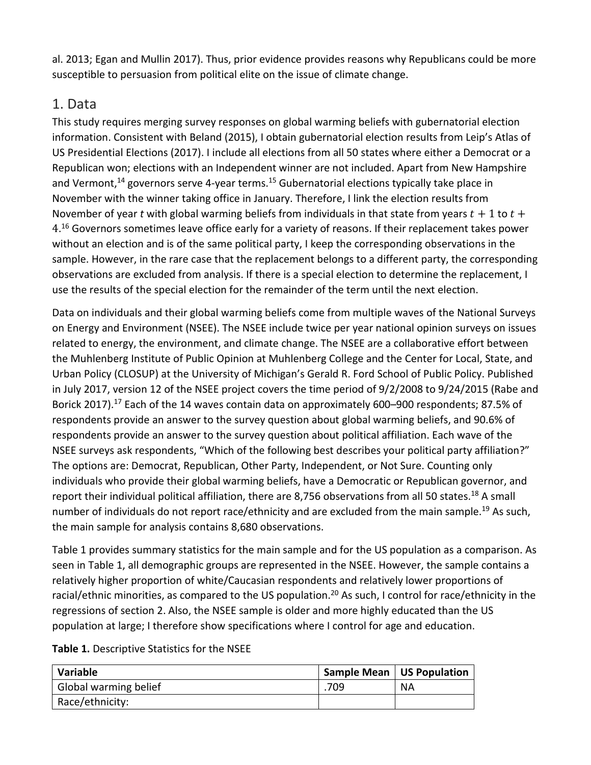al. 2013; Egan and Mullin 2017). Thus, prior evidence provides reasons why Republicans could be more susceptible to persuasion from political elite on the issue of climate change.

# 1. Data

This study requires merging survey responses on global warming beliefs with gubernatorial election information. Consistent with Beland (2015), I obtain gubernatorial election results from Leip's Atlas of US Presidential Elections (2017). I include all elections from all 50 states where either a Democrat or a Republican won; elections with an Independent winner are not included. Apart from New Hampshire and Vermont,[14] governors serve 4-year terms.[15] Gubernatorial elections typically take place in November with the winner taking office in January. Therefore, I link the election results from November of year $t$ with global warming beliefs from individuals in that state from years $t + 1$ to $t + 4$.[16] Governors sometimes leave office early for a variety of reasons. If their replacement takes power without an election and is of the same political party, I keep the corresponding observations in the sample. However, in the rare case that the replacement belongs to a different party, the corresponding observations are excluded from analysis. If there is a special election to determine the replacement, I use the results of the special election for the remainder of the term until the next election.

Data on individuals and their global warming beliefs come from multiple waves of the National Surveys on Energy and Environment (NSEE). The NSEE include twice per year national opinion surveys on issues related to energy, the environment, and climate change. The NSEE are a collaborative effort between the Muhlenberg Institute of Public Opinion at Muhlenberg College and the Center for Local, State, and Urban Policy (CLOSUP) at the University of Michigan's Gerald R. Ford School of Public Policy. Published in July 2017, version 12 of the NSEE project covers the time period of 9/2/2008 to 9/24/2015 (Rabe and Borick 2017).[17] Each of the 14 waves contain data on approximately 600–900 respondents; 87.5% of respondents provide an answer to the survey question about global warming beliefs, and 90.6% of respondents provide an answer to the survey question about political affiliation. Each wave of the NSEE surveys ask respondents, "Which of the following best describes your political party affiliation?" The options are: Democrat, Republican, Other Party, Independent, or Not Sure. Counting only individuals who provide their global warming beliefs, have a Democratic or Republican governor, and report their individual political affiliation, there are 8,756 observations from all 50 states.[18] A small number of individuals do not report race/ethnicity and are excluded from the main sample.[19] As such, the main sample for analysis contains 8,680 observations.

Table 1 provides summary statistics for the main sample and for the US population as a comparison. As seen in Table 1, all demographic groups are represented in the NSEE. However, the sample contains a relatively higher proportion of white/Caucasian respondents and relatively lower proportions of racial/ethnic minorities, as compared to the US population.[20] As such, I control for race/ethnicity in the regressions of section 2. Also, the NSEE sample is older and more highly educated than the US population at large; I therefore show specifications where I control for age and education.

**Table 1.** Descriptive Statistics for the NSEE

| Variable | Sample Mean | US Population |
|---|---|---|
| Global warming belief | .709 | NA |
| Race/ethnicity: | | |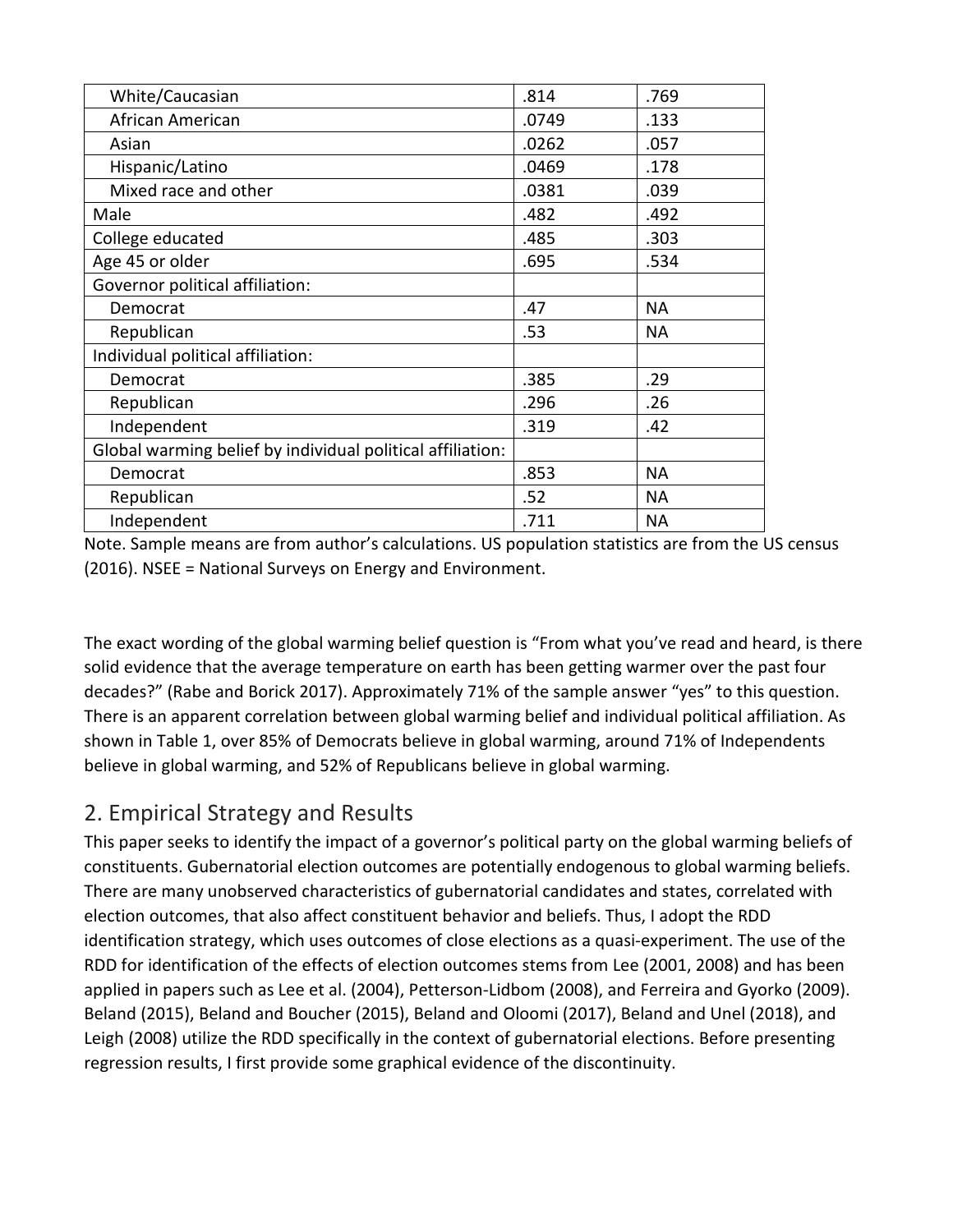| | | |
|---|---|---|
| White/Caucasian | .814 | .769 |
| African American | .0749 | .133 |
| Asian | .0262 | .057 |
| Hispanic/Latino | .0469 | .178 |
| Mixed race and other | .0381 | .039 |
| Male | .482 | .492 |
| College educated | .485 | .303 |
| Age 45 or older | .695 | .534 |
| Governor political affiliation: | | |
| Democrat | .47 | NA |
| Republican | .53 | NA |
| Individual political affiliation: | | |
| Democrat | .385 | .29 |
| Republican | .296 | .26 |
| Independent | .319 | .42 |
| Global warming belief by individual political affiliation: | | |
| Democrat | .853 | NA |
| Republican | .52 | NA |
| Independent | .711 | NA |

Note. Sample means are from author's calculations. US population statistics are from the US census (2016). NSEE = National Surveys on Energy and Environment.

The exact wording of the global warming belief question is "From what you've read and heard, is there solid evidence that the average temperature on earth has been getting warmer over the past four decades?" (Rabe and Borick 2017). Approximately 71% of the sample answer "yes" to this question. There is an apparent correlation between global warming belief and individual political affiliation. As shown in Table 1, over 85% of Democrats believe in global warming, around 71% of Independents believe in global warming, and 52% of Republicans believe in global warming.

## 2. Empirical Strategy and Results

This paper seeks to identify the impact of a governor's political party on the global warming beliefs of constituents. Gubernatorial election outcomes are potentially endogenous to global warming beliefs. There are many unobserved characteristics of gubernatorial candidates and states, correlated with election outcomes, that also affect constituent behavior and beliefs. Thus, I adopt the RDD identification strategy, which uses outcomes of close elections as a quasi-experiment. The use of the RDD for identification of the effects of election outcomes stems from Lee (2001, 2008) and has been applied in papers such as Lee et al. (2004), Petterson-Lidbom (2008), and Ferreira and Gyorko (2009). Beland (2015), Beland and Boucher (2015), Beland and Oloomi (2017), Beland and Unel (2018), and Leigh (2008) utilize the RDD specifically in the context of gubernatorial elections. Before presenting regression results, I first provide some graphical evidence of the discontinuity.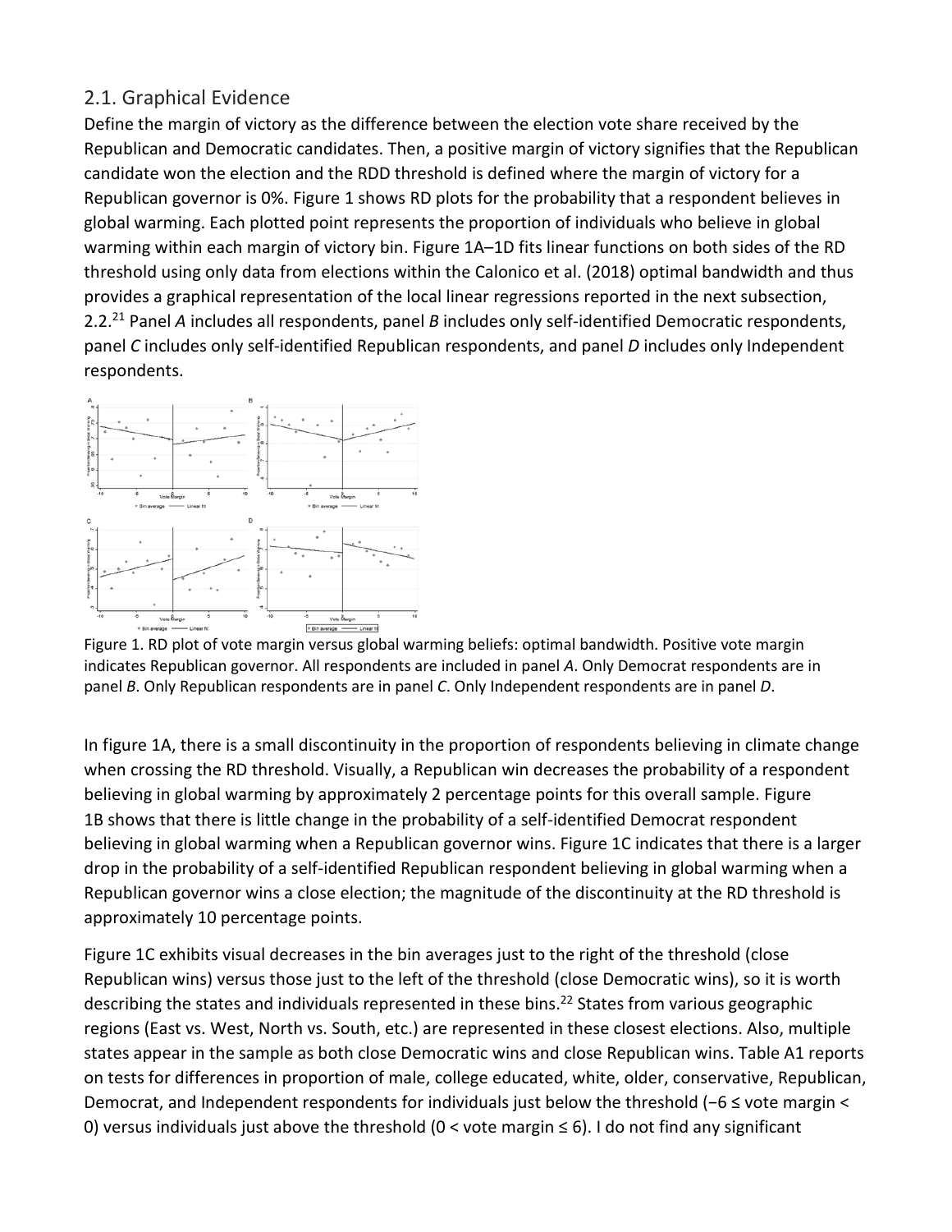## 2.1. Graphical Evidence

Define the margin of victory as the difference between the election vote share received by the Republican and Democratic candidates. Then, a positive margin of victory signifies that the Republican candidate won the election and the RDD threshold is defined where the margin of victory for a Republican governor is 0%. Figure 1 shows RD plots for the probability that a respondent believes in global warming. Each plotted point represents the proportion of individuals who believe in global warming within each margin of victory bin. Figure 1A–1D fits linear functions on both sides of the RD threshold using only data from elections within the Calonico et al. (2018) optimal bandwidth and thus provides a graphical representation of the local linear regressions reported in the next subsection, 2.2.[21] Panel *A* includes all respondents, panel *B* includes only self-identified Democratic respondents, panel *C* includes only self-identified Republican respondents, and panel *D* includes only Independent respondents.

Figure 1. RD plot of vote margin versus global warming beliefs: optimal bandwidth. Positive vote margin indicates Republican governor. All respondents are included in panel *A*. Only Democrat respondents are in panel *B*. Only Republican respondents are in panel *C*. Only Independent respondents are in panel *D*.

In figure 1A, there is a small discontinuity in the proportion of respondents believing in climate change when crossing the RD threshold. Visually, a Republican win decreases the probability of a respondent believing in global warming by approximately 2 percentage points for this overall sample. Figure 1B shows that there is little change in the probability of a self-identified Democrat respondent believing in global warming when a Republican governor wins. Figure 1C indicates that there is a larger drop in the probability of a self-identified Republican respondent believing in global warming when a Republican governor wins a close election; the magnitude of the discontinuity at the RD threshold is approximately 10 percentage points.

Figure 1C exhibits visual decreases in the bin averages just to the right of the threshold (close Republican wins) versus those just to the left of the threshold (close Democratic wins), so it is worth describing the states and individuals represented in these bins.[22] States from various geographic regions (East vs. West, North vs. South, etc.) are represented in these closest elections. Also, multiple states appear in the sample as both close Democratic wins and close Republican wins. Table A1 reports on tests for differences in proportion of male, college educated, white, older, conservative, Republican, Democrat, and Independent respondents for individuals just below the threshold (−6 ≤ vote margin < 0) versus individuals just above the threshold (0 < vote margin ≤ 6). I do not find any significant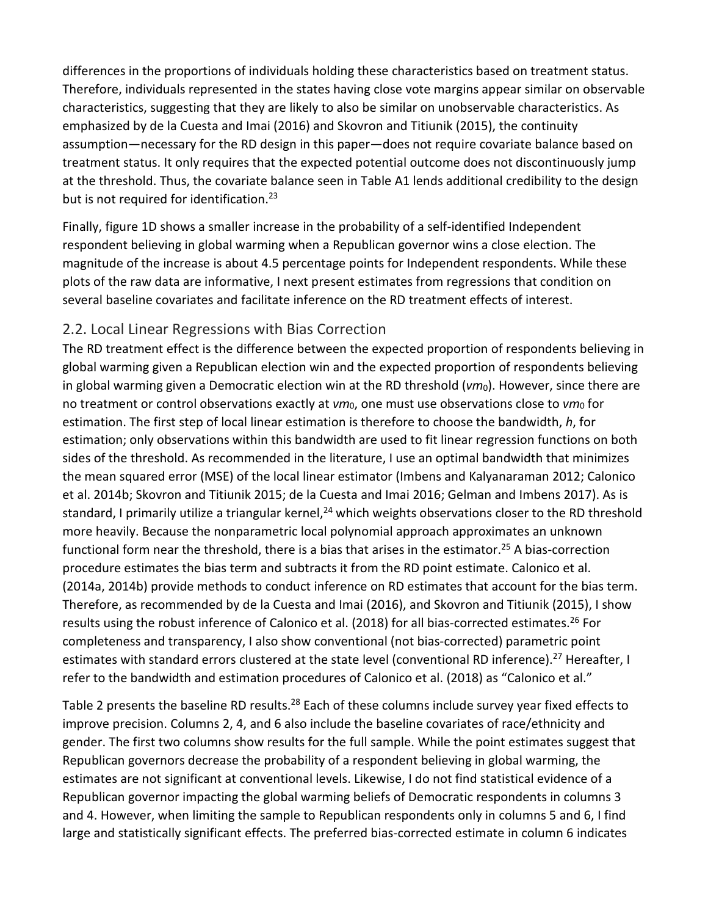differences in the proportions of individuals holding these characteristics based on treatment status. Therefore, individuals represented in the states having close vote margins appear similar on observable characteristics, suggesting that they are likely to also be similar on unobservable characteristics. As emphasized by de la Cuesta and Imai (2016) and Skovron and Titiunik (2015), the continuity assumption—necessary for the RD design in this paper—does not require covariate balance based on treatment status. It only requires that the expected potential outcome does not discontinuously jump at the threshold. Thus, the covariate balance seen in Table A1 lends additional credibility to the design but is not required for identification.[23]

Finally, figure 1D shows a smaller increase in the probability of a self-identified Independent respondent believing in global warming when a Republican governor wins a close election. The magnitude of the increase is about 4.5 percentage points for Independent respondents. While these plots of the raw data are informative, I next present estimates from regressions that condition on several baseline covariates and facilitate inference on the RD treatment effects of interest.

## 2.2. Local Linear Regressions with Bias Correction

The RD treatment effect is the difference between the expected proportion of respondents believing in global warming given a Republican election win and the expected proportion of respondents believing in global warming given a Democratic election win at the RD threshold ($vm_0$). However, since there are no treatment or control observations exactly at $vm_0$, one must use observations close to $vm_0$ for estimation. The first step of local linear estimation is therefore to choose the bandwidth, $h$, for estimation; only observations within this bandwidth are used to fit linear regression functions on both sides of the threshold. As recommended in the literature, I use an optimal bandwidth that minimizes the mean squared error (MSE) of the local linear estimator (Imbens and Kalyanaraman 2012; Calonico et al. 2014b; Skovron and Titiunik 2015; de la Cuesta and Imai 2016; Gelman and Imbens 2017). As is standard, I primarily utilize a triangular kernel,[24] which weights observations closer to the RD threshold more heavily. Because the nonparametric local polynomial approach approximates an unknown functional form near the threshold, there is a bias that arises in the estimator.[25] A bias-correction procedure estimates the bias term and subtracts it from the RD point estimate. Calonico et al. (2014a, 2014b) provide methods to conduct inference on RD estimates that account for the bias term. Therefore, as recommended by de la Cuesta and Imai (2016), and Skovron and Titiunik (2015), I show results using the robust inference of Calonico et al. (2018) for all bias-corrected estimates.[26] For completeness and transparency, I also show conventional (not bias-corrected) parametric point estimates with standard errors clustered at the state level (conventional RD inference).[27] Hereafter, I refer to the bandwidth and estimation procedures of Calonico et al. (2018) as "Calonico et al."

Table 2 presents the baseline RD results.[28] Each of these columns include survey year fixed effects to improve precision. Columns 2, 4, and 6 also include the baseline covariates of race/ethnicity and gender. The first two columns show results for the full sample. While the point estimates suggest that Republican governors decrease the probability of a respondent believing in global warming, the estimates are not significant at conventional levels. Likewise, I do not find statistical evidence of a Republican governor impacting the global warming beliefs of Democratic respondents in columns 3 and 4. However, when limiting the sample to Republican respondents only in columns 5 and 6, I find large and statistically significant effects. The preferred bias-corrected estimate in column 6 indicates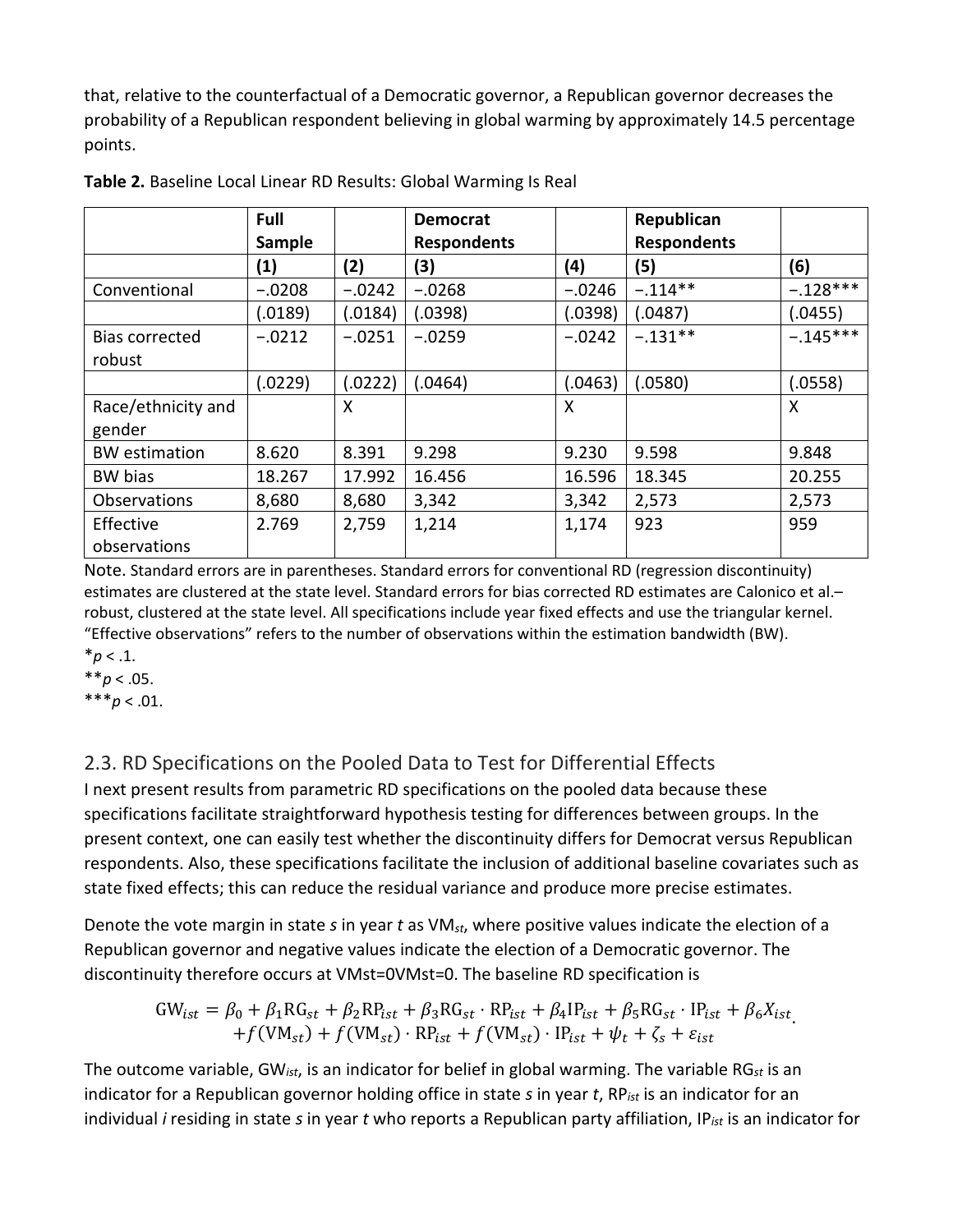that, relative to the counterfactual of a Democratic governor, a Republican governor decreases the probability of a Republican respondent believing in global warming by approximately 14.5 percentage points.

**Table 2.** Baseline Local Linear RD Results: Global Warming Is Real

| | Full Sample | | Democrat Respondents | | Republican Respondents | |
|---|---|---|---|---|---|---|
| | (1) | (2) | (3) | (4) | (5) | (6) |
| Conventional | −.0208 | −.0242 | −.0268 | −.0246 | −.114** | −.128*** |
| | (.0189) | (.0184) | (.0398) | (.0398) | (.0487) | (.0455) |
| Bias corrected robust | −.0212 | −.0251 | −.0259 | −.0242 | −.131** | −.145*** |
| | (.0229) | (.0222) | (.0464) | (.0463) | (.0580) | (.0558) |
| Race/ethnicity and gender | | X | | X | | X |
| BW estimation | 8.620 | 8.391 | 9.298 | 9.230 | 9.598 | 9.848 |
| BW bias | 18.267 | 17.992 | 16.456 | 16.596 | 18.345 | 20.255 |
| Observations | 8,680 | 8,680 | 3,342 | 3,342 | 2,573 | 2,573 |
| Effective observations | 2.769 | 2,759 | 1,214 | 1,174 | 923 | 959 |

Note. Standard errors are in parentheses. Standard errors for conventional RD (regression discontinuity) estimates are clustered at the state level. Standard errors for bias corrected RD estimates are Calonico et al.–robust, clustered at the state level. All specifications include year fixed effects and use the triangular kernel. "Effective observations" refers to the number of observations within the estimation bandwidth (BW).

*$p < .1$.

**$p < .05$.

***$p < .01$.

## 2.3. RD Specifications on the Pooled Data to Test for Differential Effects

I next present results from parametric RD specifications on the pooled data because these specifications facilitate straightforward hypothesis testing for differences between groups. In the present context, one can easily test whether the discontinuity differs for Democrat versus Republican respondents. Also, these specifications facilitate the inclusion of additional baseline covariates such as state fixed effects; this can reduce the residual variance and produce more precise estimates.

Denote the vote margin in state *s* in year *t* as $VM_{st}$, where positive values indicate the election of a Republican governor and negative values indicate the election of a Democratic governor. The discontinuity therefore occurs at $VM_{st}=0$. The baseline RD specification is

$$\mathrm{GW}_{ist} = \beta_0 + \beta_1 \mathrm{RG}_{st} + \beta_2 \mathrm{RP}_{ist} + \beta_3 \mathrm{RG}_{st} \cdot \mathrm{RP}_{ist} + \beta_4 \mathrm{IP}_{ist} + \beta_5 \mathrm{RG}_{st} \cdot \mathrm{IP}_{ist} + \beta_6 X_{ist} + f(\mathrm{VM}_{st}) + f(\mathrm{VM}_{st}) \cdot \mathrm{RP}_{ist} + f(\mathrm{VM}_{st}) \cdot \mathrm{IP}_{ist} + \psi_t + \zeta_s + \varepsilon_{ist}$$

The outcome variable, $GW_{ist}$, is an indicator for belief in global warming. The variable $RG_{st}$ is an indicator for a Republican governor holding office in state *s* in year *t*, $RP_{ist}$ is an indicator for an individual *i* residing in state *s* in year *t* who reports a Republican party affiliation, $IP_{ist}$ is an indicator for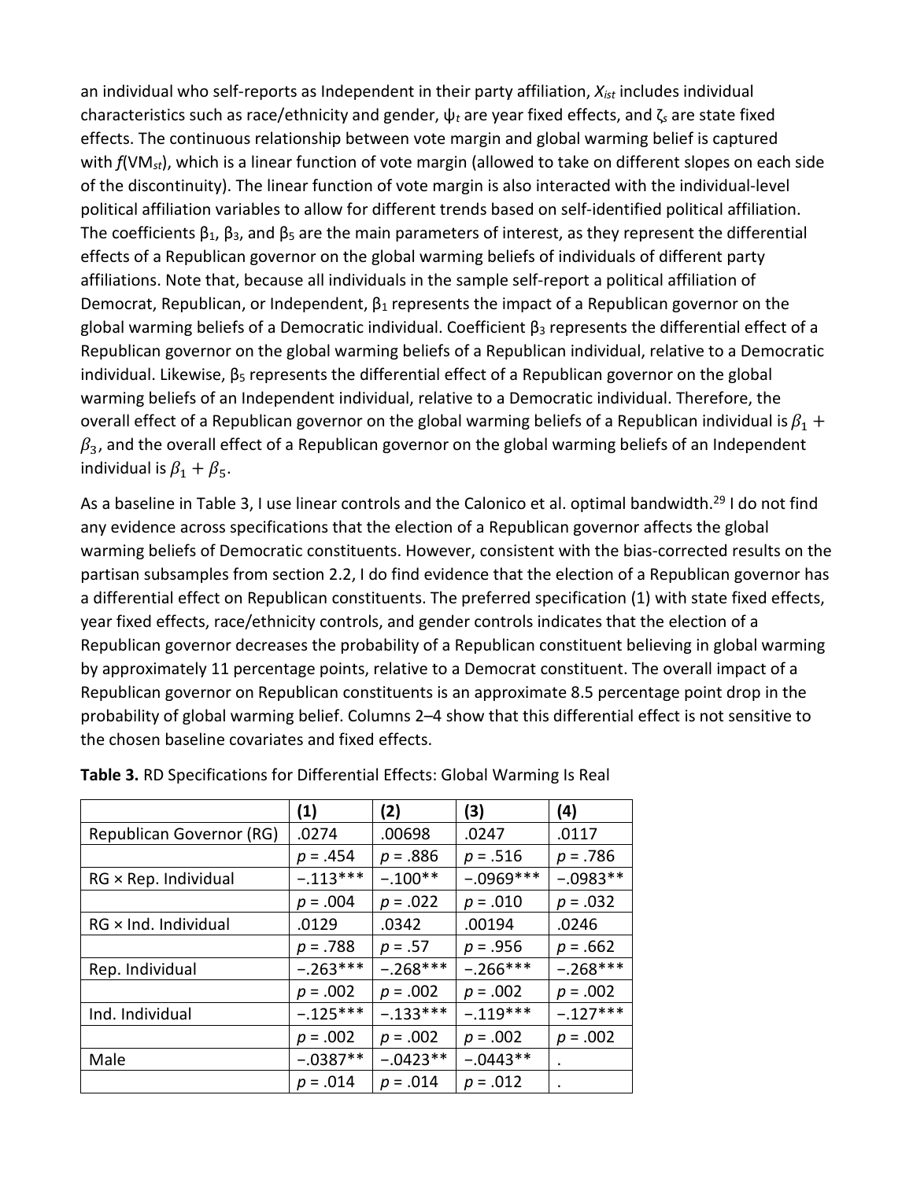an individual who self-reports as Independent in their party affiliation, $X_{ist}$ includes individual characteristics such as race/ethnicity and gender, $\psi_t$ are year fixed effects, and $\zeta_s$ are state fixed effects. The continuous relationship between vote margin and global warming belief is captured with $f(VM_{st})$, which is a linear function of vote margin (allowed to take on different slopes on each side of the discontinuity). The linear function of vote margin is also interacted with the individual-level political affiliation variables to allow for different trends based on self-identified political affiliation. The coefficients $\beta_1$, $\beta_3$, and $\beta_5$ are the main parameters of interest, as they represent the differential effects of a Republican governor on the global warming beliefs of individuals of different party affiliations. Note that, because all individuals in the sample self-report a political affiliation of Democrat, Republican, or Independent, $\beta_1$ represents the impact of a Republican governor on the global warming beliefs of a Democratic individual. Coefficient $\beta_3$ represents the differential effect of a Republican governor on the global warming beliefs of a Republican individual, relative to a Democratic individual. Likewise, $\beta_5$ represents the differential effect of a Republican governor on the global warming beliefs of an Independent individual, relative to a Democratic individual. Therefore, the overall effect of a Republican governor on the global warming beliefs of a Republican individual is $\beta_1 + \beta_3$, and the overall effect of a Republican governor on the global warming beliefs of an Independent individual is $\beta_1 + \beta_5$.

As a baseline in Table 3, I use linear controls and the Calonico et al. optimal bandwidth.[29] I do not find any evidence across specifications that the election of a Republican governor affects the global warming beliefs of Democratic constituents. However, consistent with the bias-corrected results on the partisan subsamples from section 2.2, I do find evidence that the election of a Republican governor has a differential effect on Republican constituents. The preferred specification (1) with state fixed effects, year fixed effects, race/ethnicity controls, and gender controls indicates that the election of a Republican governor decreases the probability of a Republican constituent believing in global warming by approximately 11 percentage points, relative to a Democrat constituent. The overall impact of a Republican governor on Republican constituents is an approximate 8.5 percentage point drop in the probability of global warming belief. Columns 2–4 show that this differential effect is not sensitive to the chosen baseline covariates and fixed effects.

**Table 3.** RD Specifications for Differential Effects: Global Warming Is Real

| | (1) | (2) | (3) | (4) |
|---|---|---|---|---|
| Republican Governor (RG) | .0274 | .00698 | .0247 | .0117 |
| | $p = .454$ | $p = .886$ | $p = .516$ | $p = .786$ |
| RG × Rep. Individual | −.113*** | −.100** | −.0969*** | −.0983** |
| | $p = .004$ | $p = .022$ | $p = .010$ | $p = .032$ |
| RG × Ind. Individual | .0129 | .0342 | .00194 | .0246 |
| | $p = .788$ | $p = .57$ | $p = .956$ | $p = .662$ |
| Rep. Individual | −.263*** | −.268*** | −.266*** | −.268*** |
| | $p = .002$ | $p = .002$ | $p = .002$ | $p = .002$ |
| Ind. Individual | −.125*** | −.133*** | −.119*** | −.127*** |
| | $p = .002$ | $p = .002$ | $p = .002$ | $p = .002$ |
| Male | −.0387** | −.0423** | −.0443** | . |
| | $p = .014$ | $p = .014$ | $p = .012$ | . |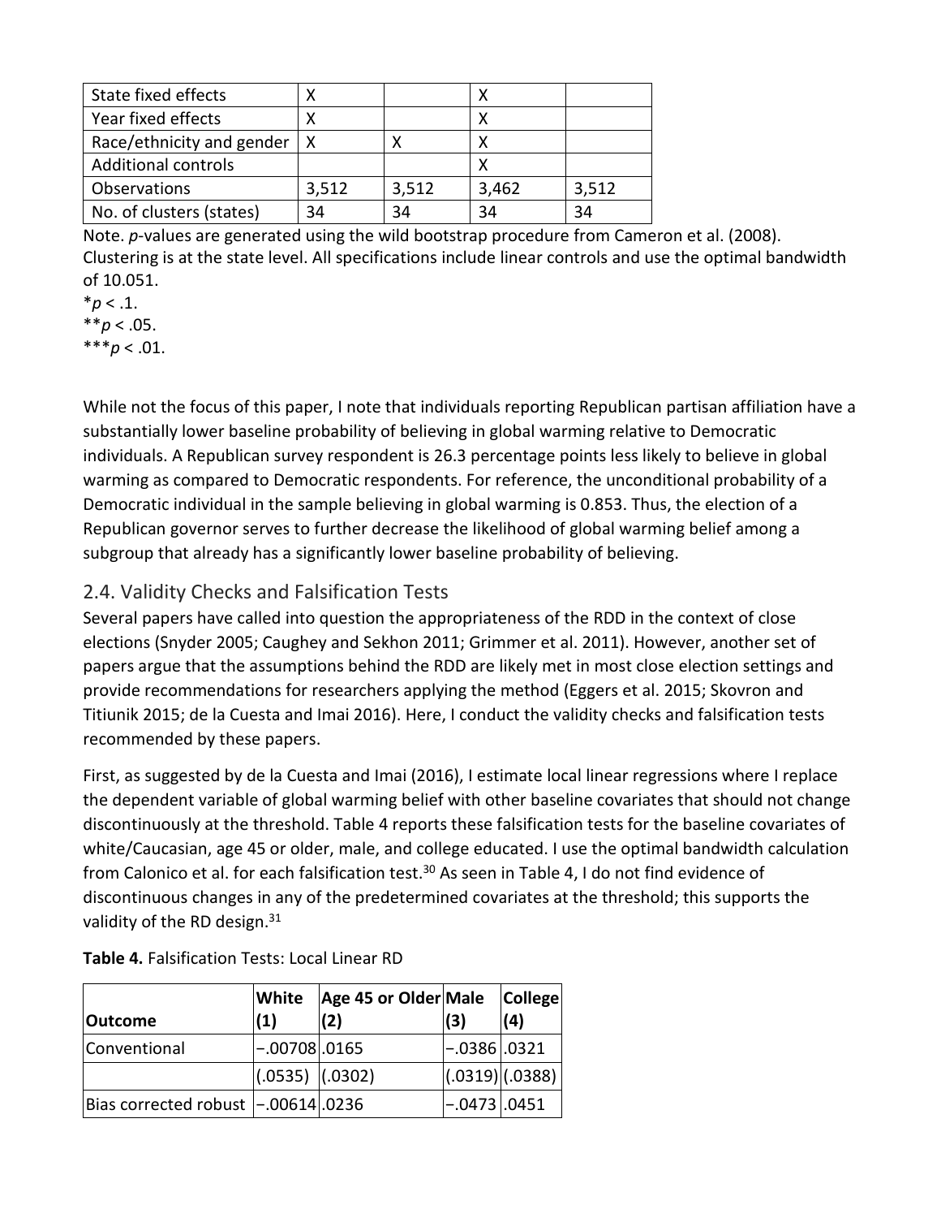| State fixed effects | X | | X | |
|---|---|---|---|---|
| Year fixed effects | X | | X | |
| Race/ethnicity and gender | X | X | X | |
| Additional controls | | | X | |
| Observations | 3,512 | 3,512 | 3,462 | 3,512 |
| No. of clusters (states) | 34 | 34 | 34 | 34 |

Note. $p$-values are generated using the wild bootstrap procedure from Cameron et al. (2008). Clustering is at the state level. All specifications include linear controls and use the optimal bandwidth of 10.051.

*$p < .1$.

**$p < .05$.

***$p < .01$.

While not the focus of this paper, I note that individuals reporting Republican partisan affiliation have a substantially lower baseline probability of believing in global warming relative to Democratic individuals. A Republican survey respondent is 26.3 percentage points less likely to believe in global warming as compared to Democratic respondents. For reference, the unconditional probability of a Democratic individual in the sample believing in global warming is 0.853. Thus, the election of a Republican governor serves to further decrease the likelihood of global warming belief among a subgroup that already has a significantly lower baseline probability of believing.

## 2.4. Validity Checks and Falsification Tests

Several papers have called into question the appropriateness of the RDD in the context of close elections (Snyder 2005; Caughey and Sekhon 2011; Grimmer et al. 2011). However, another set of papers argue that the assumptions behind the RDD are likely met in most close election settings and provide recommendations for researchers applying the method (Eggers et al. 2015; Skovron and Titiunik 2015; de la Cuesta and Imai 2016). Here, I conduct the validity checks and falsification tests recommended by these papers.

First, as suggested by de la Cuesta and Imai (2016), I estimate local linear regressions where I replace the dependent variable of global warming belief with other baseline covariates that should not change discontinuously at the threshold. Table 4 reports these falsification tests for the baseline covariates of white/Caucasian, age 45 or older, male, and college educated. I use the optimal bandwidth calculation from Calonico et al. for each falsification test.[30] As seen in Table 4, I do not find evidence of discontinuous changes in any of the predetermined covariates at the threshold; this supports the validity of the RD design.[31]

**Table 4.** Falsification Tests: Local Linear RD

| Outcome | White (1) | Age 45 or Older (2) | Male (3) | College (4) |
|---|---|---|---|---|
| Conventional | −.00708 | .0165 | −.0386 | .0321 |
| | (.0535) | (.0302) | (.0319) | (.0388) |
| Bias corrected robust | −.00614 | .0236 | −.0473 | .0451 |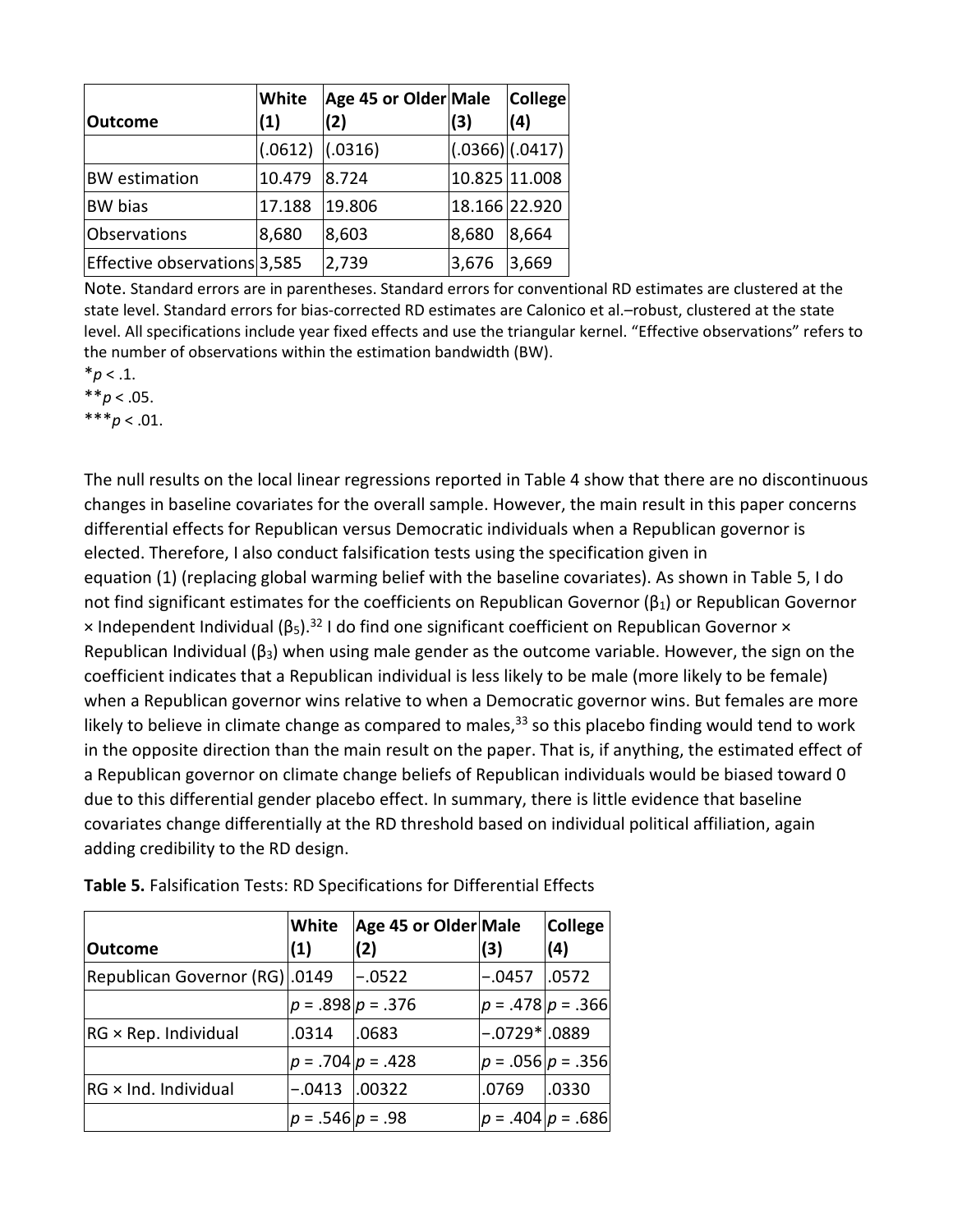| Outcome | White (1) | Age 45 or Older (2) | Male (3) | College (4) |
|---|---|---|---|---|
| | (.0612) | (.0316) | (.0366) | (.0417) |
| BW estimation | 10.479 | 8.724 | 10.825 | 11.008 |
| BW bias | 17.188 | 19.806 | 18.166 | 22.920 |
| Observations | 8,680 | 8,603 | 8,680 | 8,664 |
| Effective observations | 3,585 | 2,739 | 3,676 | 3,669 |

Note. Standard errors are in parentheses. Standard errors for conventional RD estimates are clustered at the state level. Standard errors for bias-corrected RD estimates are Calonico et al.–robust, clustered at the state level. All specifications include year fixed effects and use the triangular kernel. "Effective observations" refers to the number of observations within the estimation bandwidth (BW).

*$p < .1$.

**$p < .05$.

***$p < .01$.

The null results on the local linear regressions reported in Table 4 show that there are no discontinuous changes in baseline covariates for the overall sample. However, the main result in this paper concerns differential effects for Republican versus Democratic individuals when a Republican governor is elected. Therefore, I also conduct falsification tests using the specification given in equation (1) (replacing global warming belief with the baseline covariates). As shown in Table 5, I do not find significant estimates for the coefficients on Republican Governor ($\beta_1$) or Republican Governor × Independent Individual ($\beta_5$).[32] I do find one significant coefficient on Republican Governor × Republican Individual ($\beta_3$) when using male gender as the outcome variable. However, the sign on the coefficient indicates that a Republican individual is less likely to be male (more likely to be female) when a Republican governor wins relative to when a Democratic governor wins. But females are more likely to believe in climate change as compared to males,[33] so this placebo finding would tend to work in the opposite direction than the main result on the paper. That is, if anything, the estimated effect of a Republican governor on climate change beliefs of Republican individuals would be biased toward 0 due to this differential gender placebo effect. In summary, there is little evidence that baseline covariates change differentially at the RD threshold based on individual political affiliation, again adding credibility to the RD design.

**Table 5.** Falsification Tests: RD Specifications for Differential Effects

| Outcome | White (1) | Age 45 or Older (2) | Male (3) | College (4) |
|---|---|---|---|---|
| Republican Governor (RG) | .0149 | −.0522 | −.0457 | .0572 |
| | $p = .898$ | $p = .376$ | $p = .478$ | $p = .366$ |
| RG × Rep. Individual | .0314 | .0683 | −.0729* | .0889 |
| | $p = .704$ | $p = .428$ | $p = .056$ | $p = .356$ |
| RG × Ind. Individual | −.0413 | .00322 | .0769 | .0330 |
| | $p = .546$ | $p = .98$ | $p = .404$ | $p = .686$ |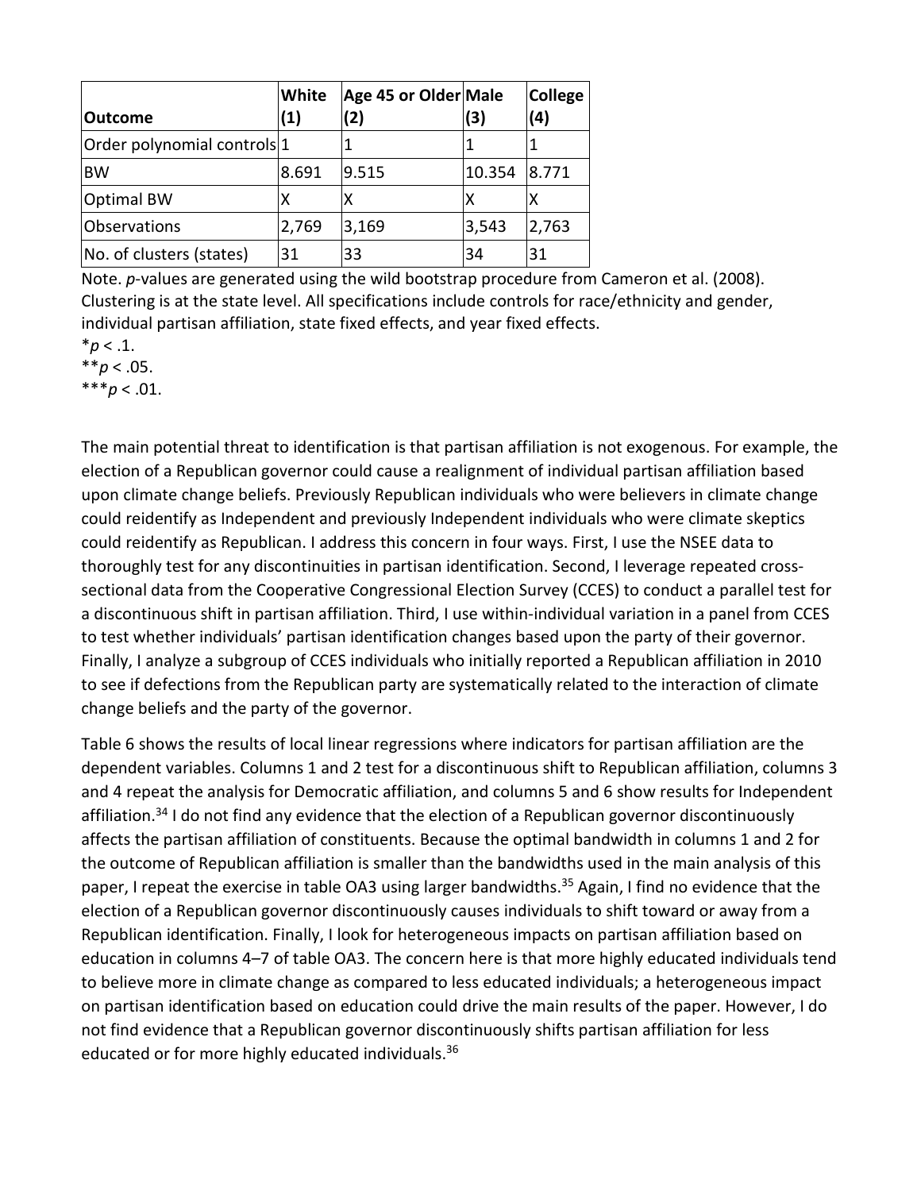| Outcome | White (1) | Age 45 or Older (2) | Male (3) | College (4) |
|---|---|---|---|---|
| Order polynomial controls | 1 | 1 | 1 | 1 |
| BW | 8.691 | 9.515 | 10.354 | 8.771 |
| Optimal BW | X | X | X | X |
| Observations | 2,769 | 3,169 | 3,543 | 2,763 |
| No. of clusters (states) | 31 | 33 | 34 | 31 |

Note. *p*-values are generated using the wild bootstrap procedure from Cameron et al. (2008). Clustering is at the state level. All specifications include controls for race/ethnicity and gender, individual partisan affiliation, state fixed effects, and year fixed effects.

*$p < .1$.

**$p < .05$.

***$p < .01$.

The main potential threat to identification is that partisan affiliation is not exogenous. For example, the election of a Republican governor could cause a realignment of individual partisan affiliation based upon climate change beliefs. Previously Republican individuals who were believers in climate change could reidentify as Independent and previously Independent individuals who were climate skeptics could reidentify as Republican. I address this concern in four ways. First, I use the NSEE data to thoroughly test for any discontinuities in partisan identification. Second, I leverage repeated cross-sectional data from the Cooperative Congressional Election Survey (CCES) to conduct a parallel test for a discontinuous shift in partisan affiliation. Third, I use within-individual variation in a panel from CCES to test whether individuals' partisan identification changes based upon the party of their governor. Finally, I analyze a subgroup of CCES individuals who initially reported a Republican affiliation in 2010 to see if defections from the Republican party are systematically related to the interaction of climate change beliefs and the party of the governor.

Table 6 shows the results of local linear regressions where indicators for partisan affiliation are the dependent variables. Columns 1 and 2 test for a discontinuous shift to Republican affiliation, columns 3 and 4 repeat the analysis for Democratic affiliation, and columns 5 and 6 show results for Independent affiliation.[34] I do not find any evidence that the election of a Republican governor discontinuously affects the partisan affiliation of constituents. Because the optimal bandwidth in columns 1 and 2 for the outcome of Republican affiliation is smaller than the bandwidths used in the main analysis of this paper, I repeat the exercise in table OA3 using larger bandwidths.[35] Again, I find no evidence that the election of a Republican governor discontinuously causes individuals to shift toward or away from a Republican identification. Finally, I look for heterogeneous impacts on partisan affiliation based on education in columns 4–7 of table OA3. The concern here is that more highly educated individuals tend to believe more in climate change as compared to less educated individuals; a heterogeneous impact on partisan identification based on education could drive the main results of the paper. However, I do not find evidence that a Republican governor discontinuously shifts partisan affiliation for less educated or for more highly educated individuals.[36]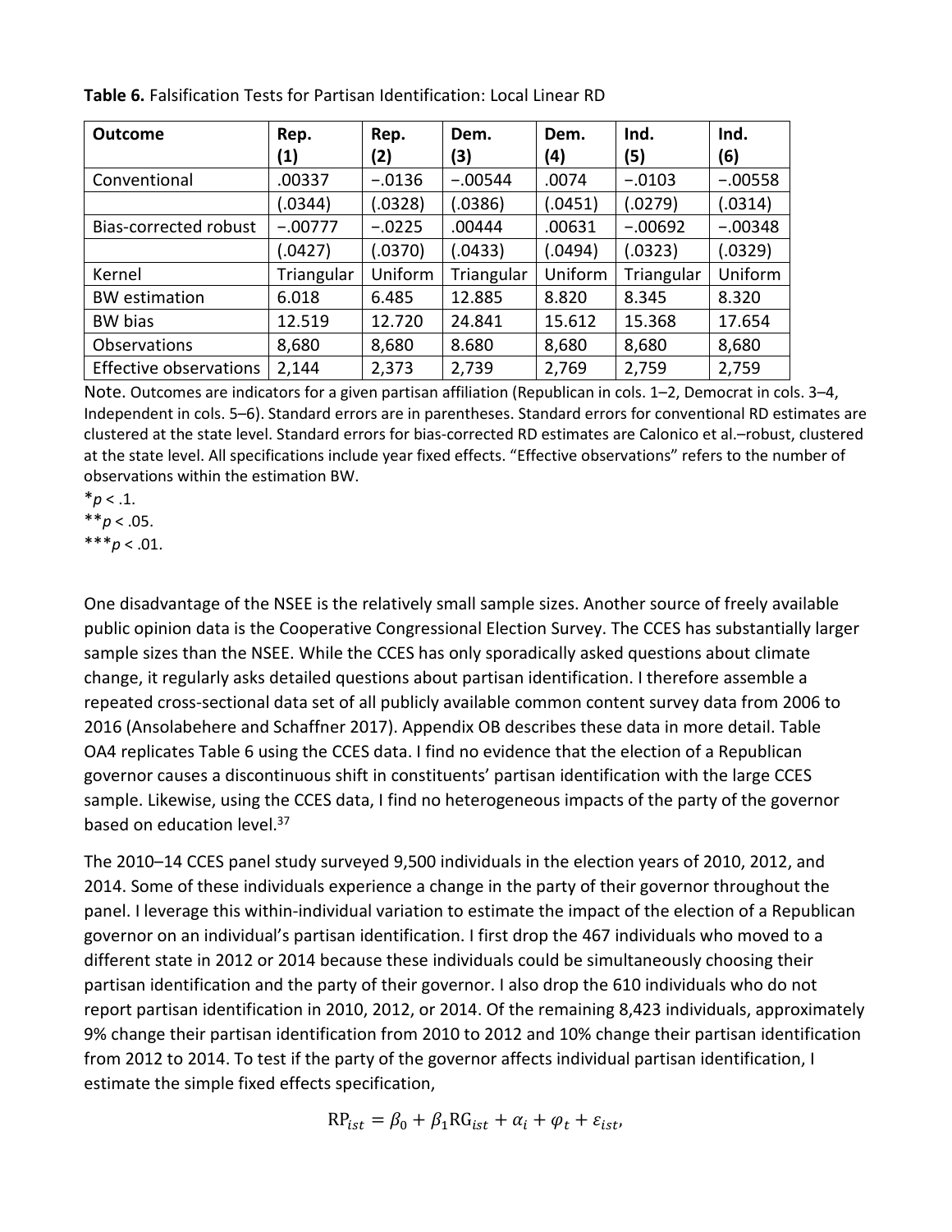**Table 6.** Falsification Tests for Partisan Identification: Local Linear RD

| Outcome | Rep. (1) | Rep. (2) | Dem. (3) | Dem. (4) | Ind. (5) | Ind. (6) |
|---|---|---|---|---|---|---|
| Conventional | .00337 | −.0136 | −.00544 | .0074 | −.0103 | −.00558 |
| | (.0344) | (.0328) | (.0386) | (.0451) | (.0279) | (.0314) |
| Bias-corrected robust | −.00777 | −.0225 | .00444 | .00631 | −.00692 | −.00348 |
| | (.0427) | (.0370) | (.0433) | (.0494) | (.0323) | (.0329) |
| Kernel | Triangular | Uniform | Triangular | Uniform | Triangular | Uniform |
| BW estimation | 6.018 | 6.485 | 12.885 | 8.820 | 8.345 | 8.320 |
| BW bias | 12.519 | 12.720 | 24.841 | 15.612 | 15.368 | 17.654 |
| Observations | 8,680 | 8,680 | 8.680 | 8,680 | 8,680 | 8,680 |
| Effective observations | 2,144 | 2,373 | 2,739 | 2,769 | 2,759 | 2,759 |

Note. Outcomes are indicators for a given partisan affiliation (Republican in cols. 1–2, Democrat in cols. 3–4, Independent in cols. 5–6). Standard errors are in parentheses. Standard errors for conventional RD estimates are clustered at the state level. Standard errors for bias-corrected RD estimates are Calonico et al.–robust, clustered at the state level. All specifications include year fixed effects. "Effective observations" refers to the number of observations within the estimation BW.

*$p < .1$.

**$p < .05$.

***$p < .01$.

One disadvantage of the NSEE is the relatively small sample sizes. Another source of freely available public opinion data is the Cooperative Congressional Election Survey. The CCES has substantially larger sample sizes than the NSEE. While the CCES has only sporadically asked questions about climate change, it regularly asks detailed questions about partisan identification. I therefore assemble a repeated cross-sectional data set of all publicly available common content survey data from 2006 to 2016 (Ansolabehere and Schaffner 2017). Appendix OB describes these data in more detail. Table OA4 replicates Table 6 using the CCES data. I find no evidence that the election of a Republican governor causes a discontinuous shift in constituents' partisan identification with the large CCES sample. Likewise, using the CCES data, I find no heterogeneous impacts of the party of the governor based on education level.[37]

The 2010–14 CCES panel study surveyed 9,500 individuals in the election years of 2010, 2012, and 2014. Some of these individuals experience a change in the party of their governor throughout the panel. I leverage this within-individual variation to estimate the impact of the election of a Republican governor on an individual's partisan identification. I first drop the 467 individuals who moved to a different state in 2012 or 2014 because these individuals could be simultaneously choosing their partisan identification and the party of their governor. I also drop the 610 individuals who do not report partisan identification in 2010, 2012, or 2014. Of the remaining 8,423 individuals, approximately 9% change their partisan identification from 2010 to 2012 and 10% change their partisan identification from 2012 to 2014. To test if the party of the governor affects individual partisan identification, I estimate the simple fixed effects specification,

$$\text{RP}_{ist} = \beta_0 + \beta_1 \text{RG}_{ist} + \alpha_i + \varphi_t + \varepsilon_{ist},$$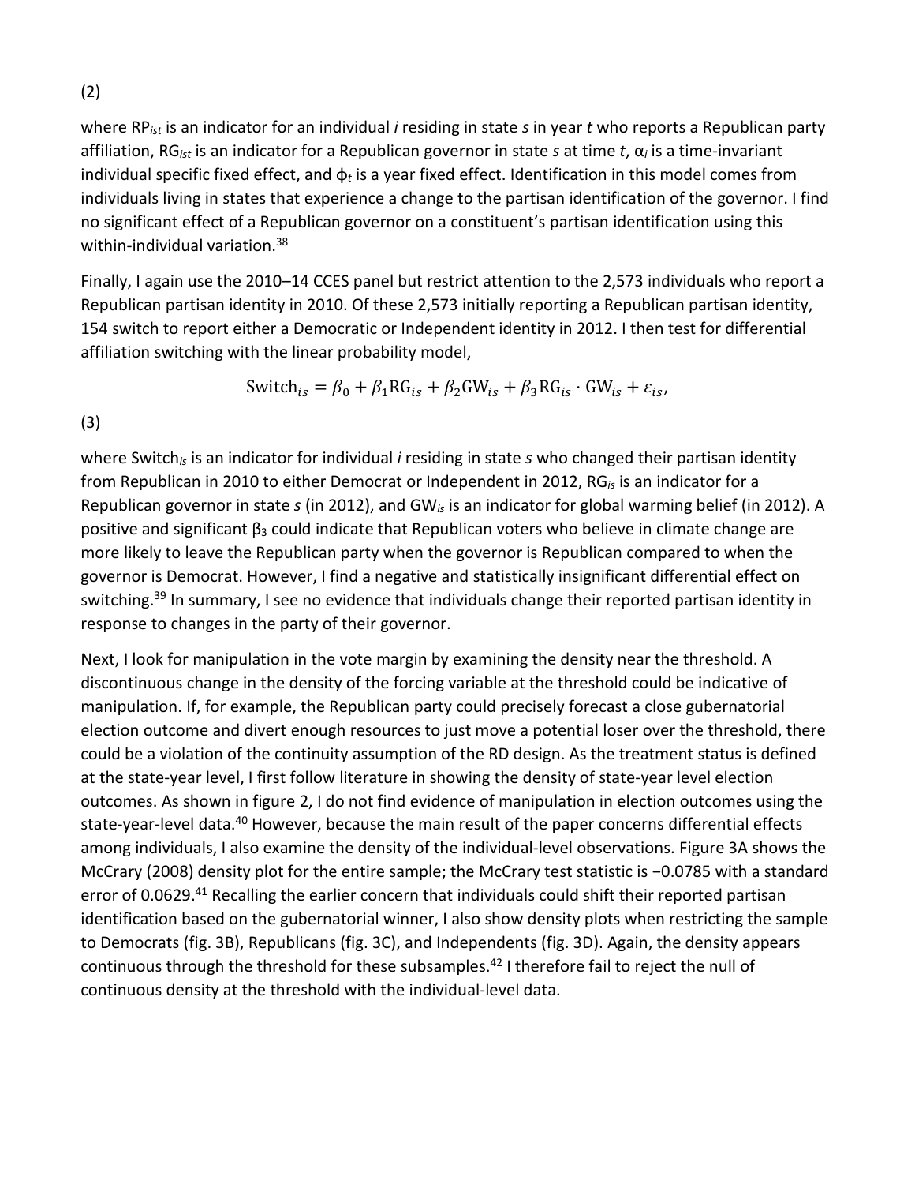(2)

where $RP_{ist}$ is an indicator for an individual *i* residing in state *s* in year *t* who reports a Republican party affiliation, $RG_{ist}$ is an indicator for a Republican governor in state *s* at time *t*, $\alpha_i$ is a time-invariant individual specific fixed effect, and $\phi_t$ is a year fixed effect. Identification in this model comes from individuals living in states that experience a change to the partisan identification of the governor. I find no significant effect of a Republican governor on a constituent's partisan identification using this within-individual variation.[38]

Finally, I again use the 2010–14 CCES panel but restrict attention to the 2,573 individuals who report a Republican partisan identity in 2010. Of these 2,573 initially reporting a Republican partisan identity, 154 switch to report either a Democratic or Independent identity in 2012. I then test for differential affiliation switching with the linear probability model,

$$\text{Switch}_{is} = \beta_0 + \beta_1 \text{RG}_{is} + \beta_2 \text{GW}_{is} + \beta_3 \text{RG}_{is} \cdot \text{GW}_{is} + \varepsilon_{is},$$

(3)

where $\text{Switch}_{is}$ is an indicator for individual *i* residing in state *s* who changed their partisan identity from Republican in 2010 to either Democrat or Independent in 2012, $RG_{is}$ is an indicator for a Republican governor in state *s* (in 2012), and $GW_{is}$ is an indicator for global warming belief (in 2012). A positive and significant $\beta_3$ could indicate that Republican voters who believe in climate change are more likely to leave the Republican party when the governor is Republican compared to when the governor is Democrat. However, I find a negative and statistically insignificant differential effect on switching.[39] In summary, I see no evidence that individuals change their reported partisan identity in response to changes in the party of their governor.

Next, I look for manipulation in the vote margin by examining the density near the threshold. A discontinuous change in the density of the forcing variable at the threshold could be indicative of manipulation. If, for example, the Republican party could precisely forecast a close gubernatorial election outcome and divert enough resources to just move a potential loser over the threshold, there could be a violation of the continuity assumption of the RD design. As the treatment status is defined at the state-year level, I first follow literature in showing the density of state-year level election outcomes. As shown in figure 2, I do not find evidence of manipulation in election outcomes using the state-year-level data.[40] However, because the main result of the paper concerns differential effects among individuals, I also examine the density of the individual-level observations. Figure 3A shows the McCrary (2008) density plot for the entire sample; the McCrary test statistic is −0.0785 with a standard error of 0.0629.[41] Recalling the earlier concern that individuals could shift their reported partisan identification based on the gubernatorial winner, I also show density plots when restricting the sample to Democrats (fig. 3B), Republicans (fig. 3C), and Independents (fig. 3D). Again, the density appears continuous through the threshold for these subsamples.[42] I therefore fail to reject the null of continuous density at the threshold with the individual-level data.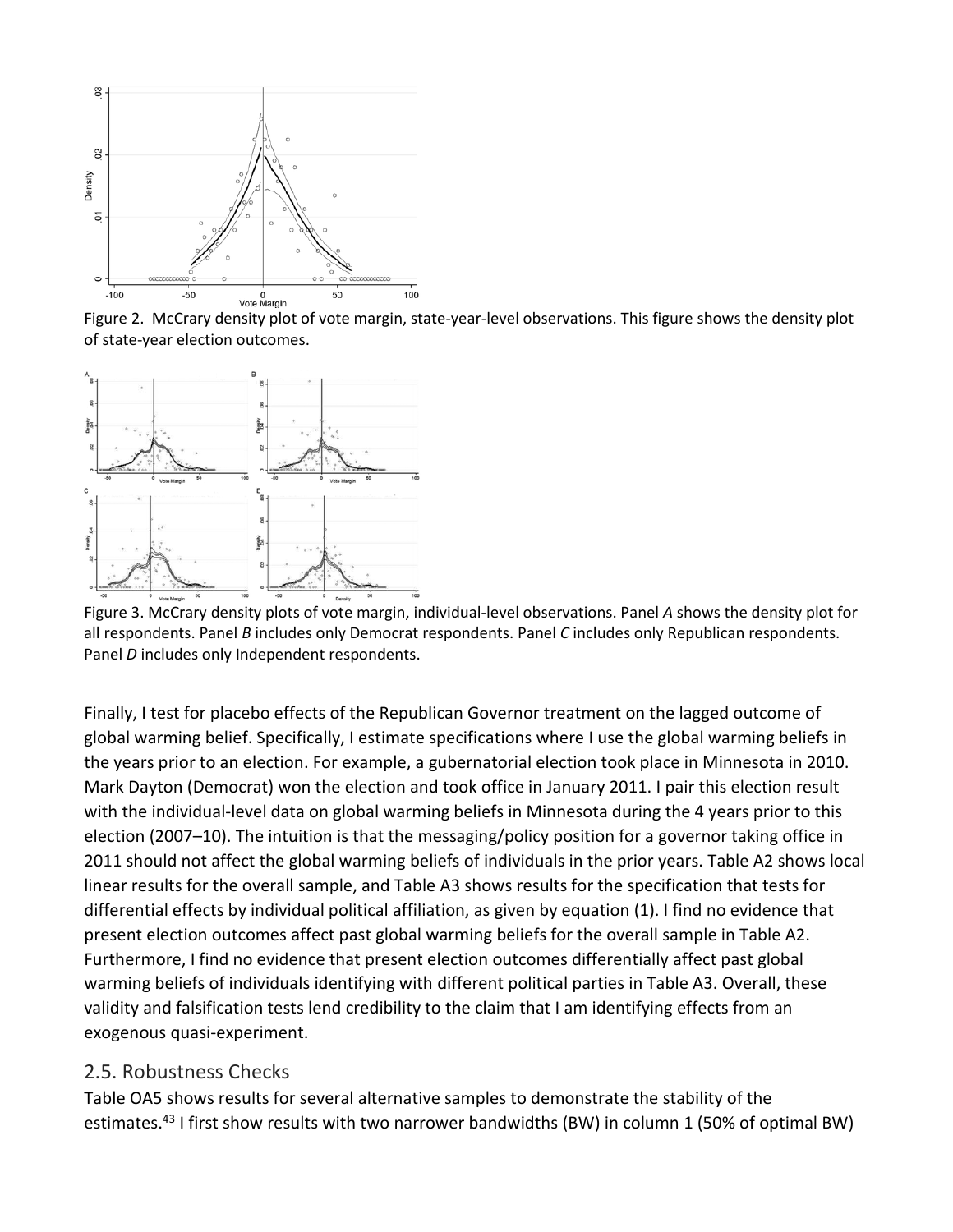Figure 2. McCrary density plot of vote margin, state-year-level observations. This figure shows the density plot of state-year election outcomes.

Figure 3. McCrary density plots of vote margin, individual-level observations. Panel *A* shows the density plot for all respondents. Panel *B* includes only Democrat respondents. Panel *C* includes only Republican respondents. Panel *D* includes only Independent respondents.

Finally, I test for placebo effects of the Republican Governor treatment on the lagged outcome of global warming belief. Specifically, I estimate specifications where I use the global warming beliefs in the years prior to an election. For example, a gubernatorial election took place in Minnesota in 2010. Mark Dayton (Democrat) won the election and took office in January 2011. I pair this election result with the individual-level data on global warming beliefs in Minnesota during the 4 years prior to this election (2007–10). The intuition is that the messaging/policy position for a governor taking office in 2011 should not affect the global warming beliefs of individuals in the prior years. Table A2 shows local linear results for the overall sample, and Table A3 shows results for the specification that tests for differential effects by individual political affiliation, as given by equation (1). I find no evidence that present election outcomes affect past global warming beliefs for the overall sample in Table A2. Furthermore, I find no evidence that present election outcomes differentially affect past global warming beliefs of individuals identifying with different political parties in Table A3. Overall, these validity and falsification tests lend credibility to the claim that I am identifying effects from an exogenous quasi-experiment.

## 2.5. Robustness Checks

Table OA5 shows results for several alternative samples to demonstrate the stability of the estimates.[43] I first show results with two narrower bandwidths (BW) in column 1 (50% of optimal BW)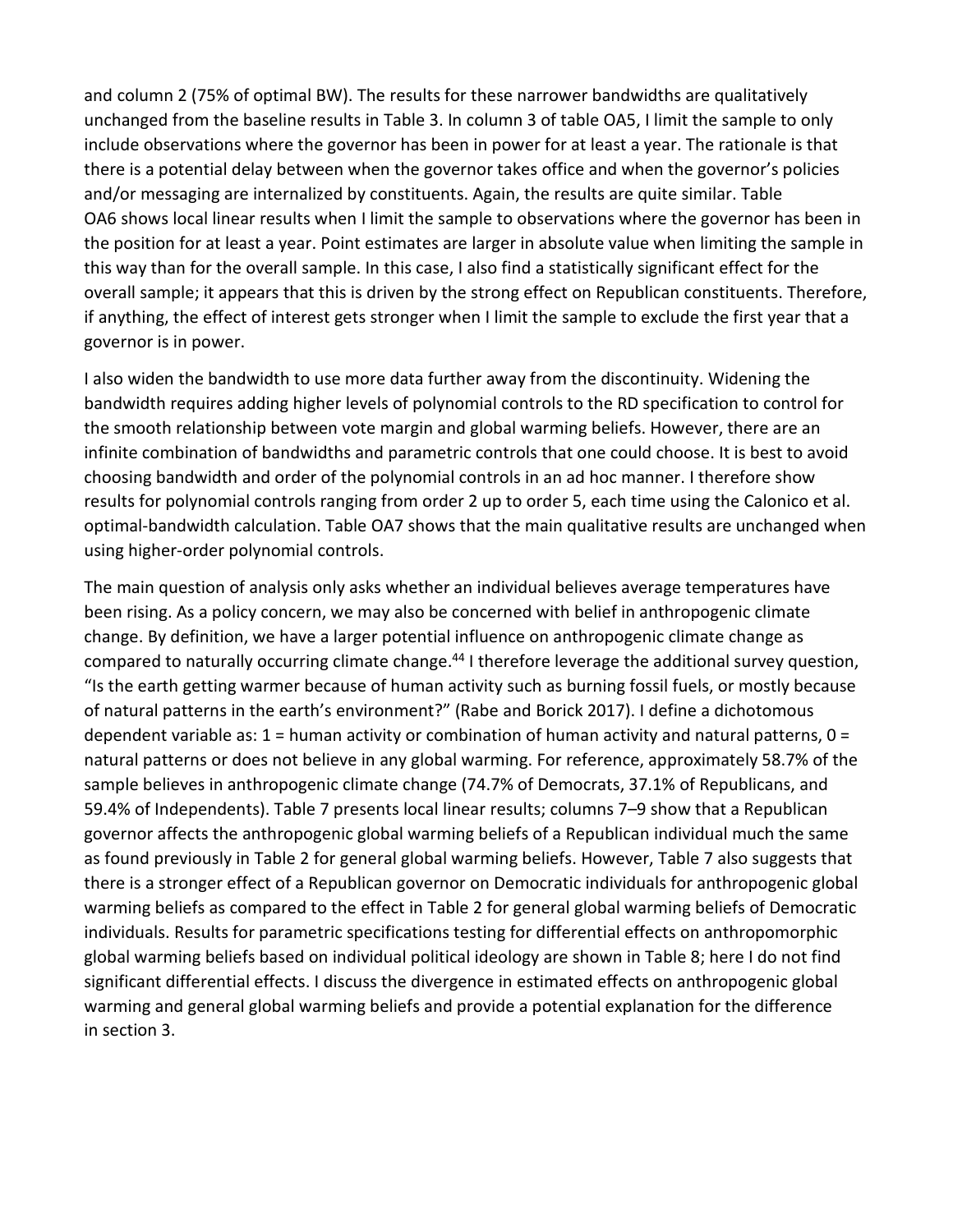and column 2 (75% of optimal BW). The results for these narrower bandwidths are qualitatively unchanged from the baseline results in Table 3. In column 3 of table OA5, I limit the sample to only include observations where the governor has been in power for at least a year. The rationale is that there is a potential delay between when the governor takes office and when the governor's policies and/or messaging are internalized by constituents. Again, the results are quite similar. Table OA6 shows local linear results when I limit the sample to observations where the governor has been in the position for at least a year. Point estimates are larger in absolute value when limiting the sample in this way than for the overall sample. In this case, I also find a statistically significant effect for the overall sample; it appears that this is driven by the strong effect on Republican constituents. Therefore, if anything, the effect of interest gets stronger when I limit the sample to exclude the first year that a governor is in power.

I also widen the bandwidth to use more data further away from the discontinuity. Widening the bandwidth requires adding higher levels of polynomial controls to the RD specification to control for the smooth relationship between vote margin and global warming beliefs. However, there are an infinite combination of bandwidths and parametric controls that one could choose. It is best to avoid choosing bandwidth and order of the polynomial controls in an ad hoc manner. I therefore show results for polynomial controls ranging from order 2 up to order 5, each time using the Calonico et al. optimal-bandwidth calculation. Table OA7 shows that the main qualitative results are unchanged when using higher-order polynomial controls.

The main question of analysis only asks whether an individual believes average temperatures have been rising. As a policy concern, we may also be concerned with belief in anthropogenic climate change. By definition, we have a larger potential influence on anthropogenic climate change as compared to naturally occurring climate change.[44] I therefore leverage the additional survey question, "Is the earth getting warmer because of human activity such as burning fossil fuels, or mostly because of natural patterns in the earth's environment?" (Rabe and Borick 2017). I define a dichotomous dependent variable as: 1 = human activity or combination of human activity and natural patterns, 0 = natural patterns or does not believe in any global warming. For reference, approximately 58.7% of the sample believes in anthropogenic climate change (74.7% of Democrats, 37.1% of Republicans, and 59.4% of Independents). Table 7 presents local linear results; columns 7–9 show that a Republican governor affects the anthropogenic global warming beliefs of a Republican individual much the same as found previously in Table 2 for general global warming beliefs. However, Table 7 also suggests that there is a stronger effect of a Republican governor on Democratic individuals for anthropogenic global warming beliefs as compared to the effect in Table 2 for general global warming beliefs of Democratic individuals. Results for parametric specifications testing for differential effects on anthropomorphic global warming beliefs based on individual political ideology are shown in Table 8; here I do not find significant differential effects. I discuss the divergence in estimated effects on anthropogenic global warming and general global warming beliefs and provide a potential explanation for the difference in section 3.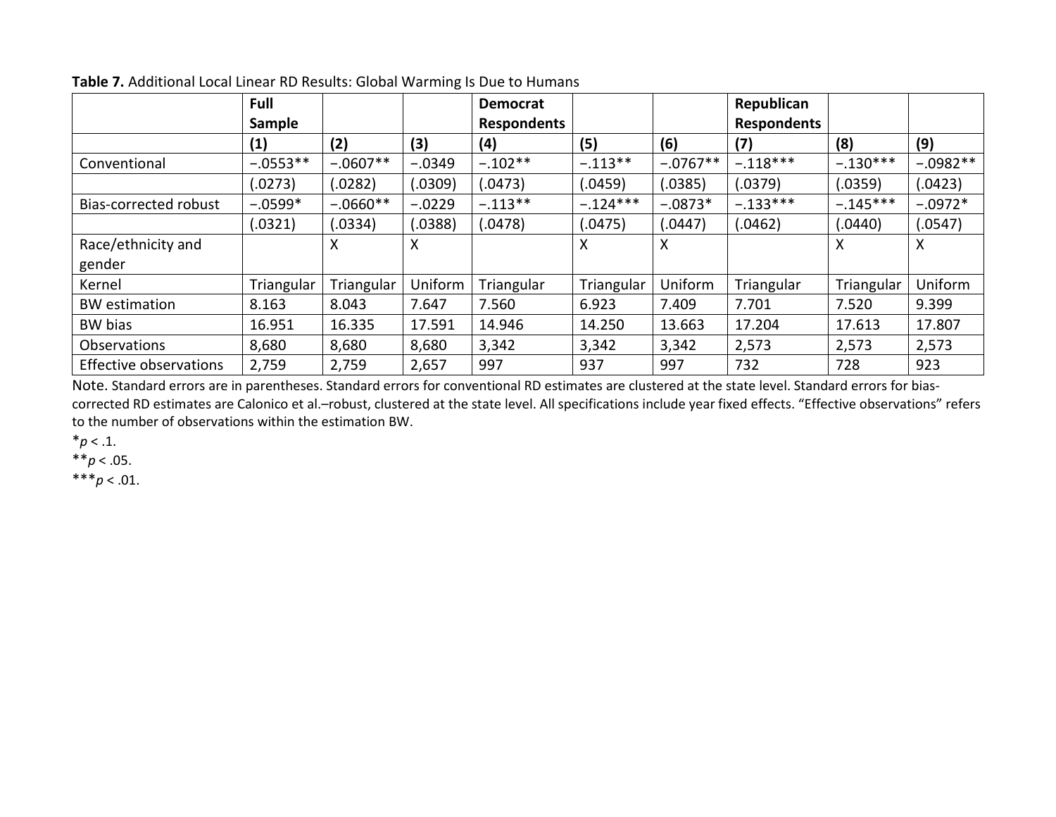**Table 7.** Additional Local Linear RD Results: Global Warming Is Due to Humans

| | Full Sample | | | Democrat Respondents | | | Republican Respondents | | |
|---|---|---|---|---|---|---|---|---|---|
| | **(1)** | **(2)** | **(3)** | **(4)** | **(5)** | **(6)** | **(7)** | **(8)** | **(9)** |
| Conventional | −.0553** | −.0607** | −.0349 | −.102** | −.113** | −.0767** | −.118*** | −.130*** | −.0982** |
| | (.0273) | (.0282) | (.0309) | (.0473) | (.0459) | (.0385) | (.0379) | (.0359) | (.0423) |
| Bias-corrected robust | −.0599* | −.0660** | −.0229 | −.113** | −.124*** | −.0873* | −.133*** | −.145*** | −.0972* |
| | (.0321) | (.0334) | (.0388) | (.0478) | (.0475) | (.0447) | (.0462) | (.0440) | (.0547) |
| Race/ethnicity and gender | | X | X | | X | X | | X | X |
| Kernel | Triangular | Triangular | Uniform | Triangular | Triangular | Uniform | Triangular | Triangular | Uniform |
| BW estimation | 8.163 | 8.043 | 7.647 | 7.560 | 6.923 | 7.409 | 7.701 | 7.520 | 9.399 |
| BW bias | 16.951 | 16.335 | 17.591 | 14.946 | 14.250 | 13.663 | 17.204 | 17.613 | 17.807 |
| Observations | 8,680 | 8,680 | 8,680 | 3,342 | 3,342 | 3,342 | 2,573 | 2,573 | 2,573 |
| Effective observations | 2,759 | 2,759 | 2,657 | 997 | 937 | 997 | 732 | 728 | 923 |

Note. Standard errors are in parentheses. Standard errors for conventional RD estimates are clustered at the state level. Standard errors for bias-corrected RD estimates are Calonico et al.–robust, clustered at the state level. All specifications include year fixed effects. "Effective observations" refers to the number of observations within the estimation BW.

*$p < .1$.

**$p < .05$.

***$p < .01$.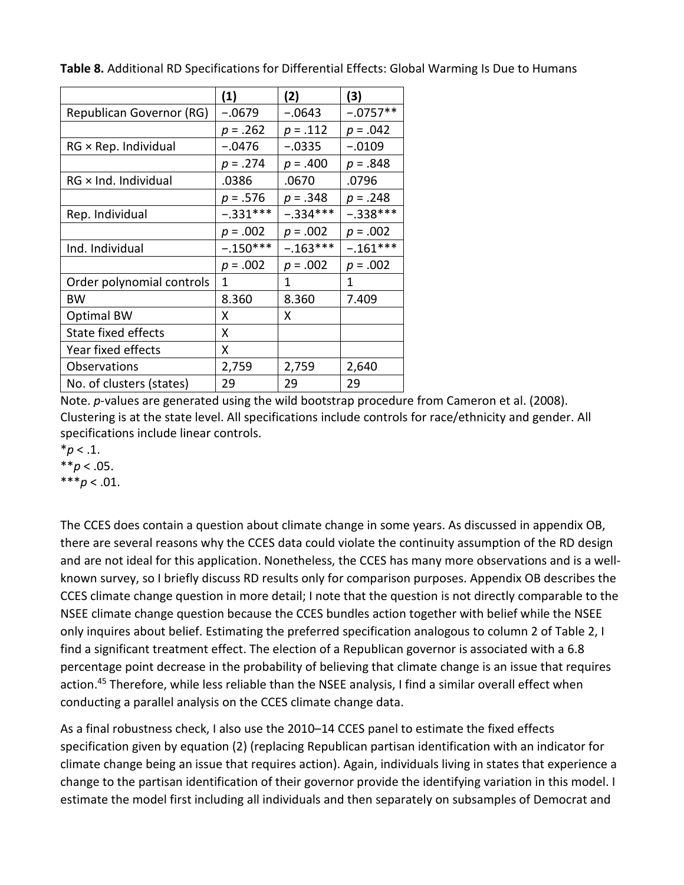**Table 8.** Additional RD Specifications for Differential Effects: Global Warming Is Due to Humans

| | (1) | (2) | (3) |
|---|---|---|---|
| Republican Governor (RG) | −.0679 | −.0643 | −.0757** |
| | $p$ = .262 | $p$ = .112 | $p$ = .042 |
| RG × Rep. Individual | −.0476 | −.0335 | −.0109 |
| | $p$ = .274 | $p$ = .400 | $p$ = .848 |
| RG × Ind. Individual | .0386 | .0670 | .0796 |
| | $p$ = .576 | $p$ = .348 | $p$ = .248 |
| Rep. Individual | −.331*** | −.334*** | −.338*** |
| | $p$ = .002 | $p$ = .002 | $p$ = .002 |
| Ind. Individual | −.150*** | −.163*** | −.161*** |
| | $p$ = .002 | $p$ = .002 | $p$ = .002 |
| Order polynomial controls | 1 | 1 | 1 |
| BW | 8.360 | 8.360 | 7.409 |
| Optimal BW | X | X | |
| State fixed effects | X | | |
| Year fixed effects | X | | |
| Observations | 2,759 | 2,759 | 2,640 |
| No. of clusters (states) | 29 | 29 | 29 |

Note. $p$-values are generated using the wild bootstrap procedure from Cameron et al. (2008). Clustering is at the state level. All specifications include controls for race/ethnicity and gender. All specifications include linear controls.

*$p < .1$.

**$p < .05$.

***$p < .01$.

The CCES does contain a question about climate change in some years. As discussed in appendix OB, there are several reasons why the CCES data could violate the continuity assumption of the RD design and are not ideal for this application. Nonetheless, the CCES has many more observations and is a well-known survey, so I briefly discuss RD results only for comparison purposes. Appendix OB describes the CCES climate change question in more detail; I note that the question is not directly comparable to the NSEE climate change question because the CCES bundles action together with belief while the NSEE only inquires about belief. Estimating the preferred specification analogous to column 2 of Table 2, I find a significant treatment effect. The election of a Republican governor is associated with a 6.8 percentage point decrease in the probability of believing that climate change is an issue that requires action.[45] Therefore, while less reliable than the NSEE analysis, I find a similar overall effect when conducting a parallel analysis on the CCES climate change data.

As a final robustness check, I also use the 2010–14 CCES panel to estimate the fixed effects specification given by equation (2) (replacing Republican partisan identification with an indicator for climate change being an issue that requires action). Again, individuals living in states that experience a change to the partisan identification of their governor provide the identifying variation in this model. I estimate the model first including all individuals and then separately on subsamples of Democrat and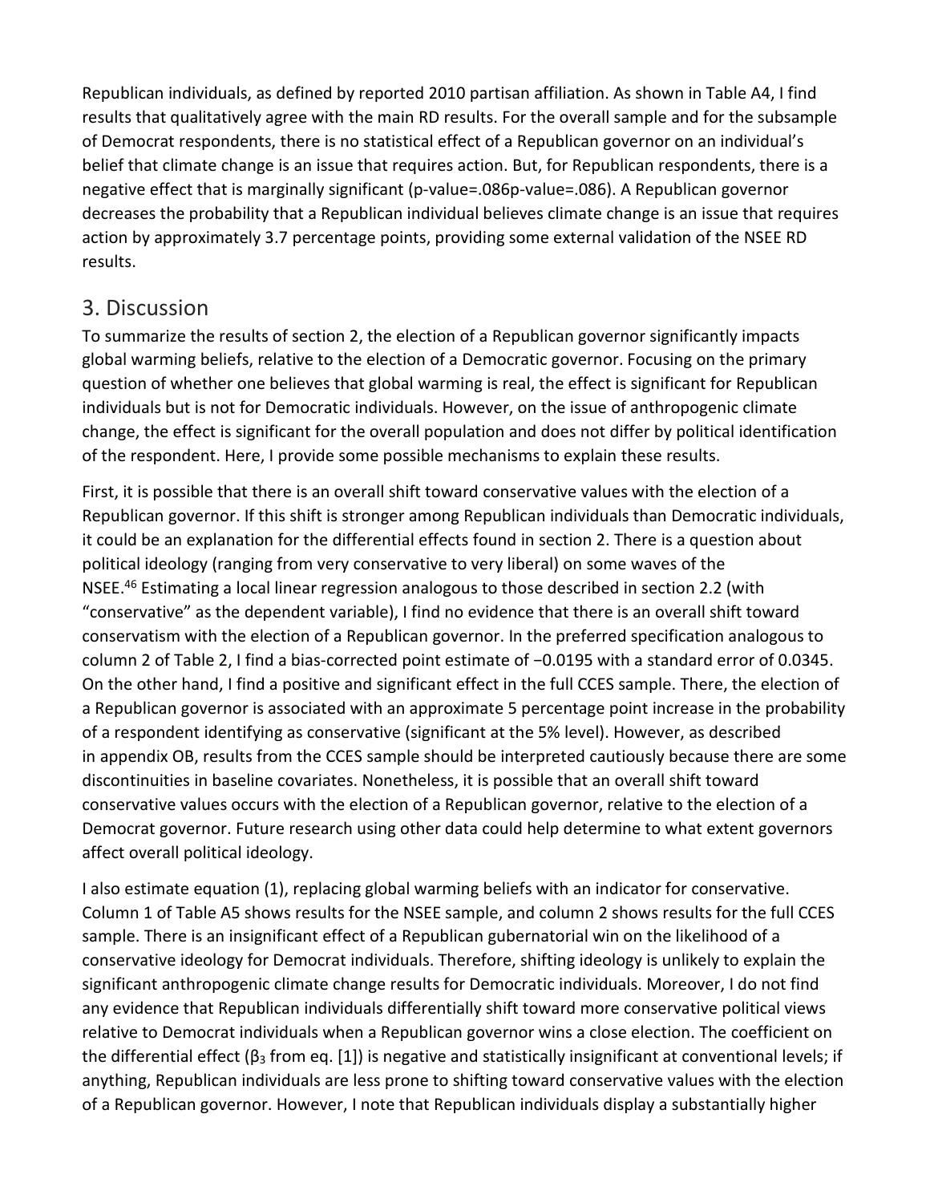Republican individuals, as defined by reported 2010 partisan affiliation. As shown in Table A4, I find results that qualitatively agree with the main RD results. For the overall sample and for the subsample of Democrat respondents, there is no statistical effect of a Republican governor on an individual's belief that climate change is an issue that requires action. But, for Republican respondents, there is a negative effect that is marginally significant ($p\text{-value}=.086$). A Republican governor decreases the probability that a Republican individual believes climate change is an issue that requires action by approximately 3.7 percentage points, providing some external validation of the NSEE RD results.

## 3. Discussion

To summarize the results of section 2, the election of a Republican governor significantly impacts global warming beliefs, relative to the election of a Democratic governor. Focusing on the primary question of whether one believes that global warming is real, the effect is significant for Republican individuals but is not for Democratic individuals. However, on the issue of anthropogenic climate change, the effect is significant for the overall population and does not differ by political identification of the respondent. Here, I provide some possible mechanisms to explain these results.

First, it is possible that there is an overall shift toward conservative values with the election of a Republican governor. If this shift is stronger among Republican individuals than Democratic individuals, it could be an explanation for the differential effects found in section 2. There is a question about political ideology (ranging from very conservative to very liberal) on some waves of the NSEE.[46] Estimating a local linear regression analogous to those described in section 2.2 (with "conservative" as the dependent variable), I find no evidence that there is an overall shift toward conservatism with the election of a Republican governor. In the preferred specification analogous to column 2 of Table 2, I find a bias-corrected point estimate of −0.0195 with a standard error of 0.0345. On the other hand, I find a positive and significant effect in the full CCES sample. There, the election of a Republican governor is associated with an approximate 5 percentage point increase in the probability of a respondent identifying as conservative (significant at the 5% level). However, as described in appendix OB, results from the CCES sample should be interpreted cautiously because there are some discontinuities in baseline covariates. Nonetheless, it is possible that an overall shift toward conservative values occurs with the election of a Republican governor, relative to the election of a Democrat governor. Future research using other data could help determine to what extent governors affect overall political ideology.

I also estimate equation (1), replacing global warming beliefs with an indicator for conservative. Column 1 of Table A5 shows results for the NSEE sample, and column 2 shows results for the full CCES sample. There is an insignificant effect of a Republican gubernatorial win on the likelihood of a conservative ideology for Democrat individuals. Therefore, shifting ideology is unlikely to explain the significant anthropogenic climate change results for Democratic individuals. Moreover, I do not find any evidence that Republican individuals differentially shift toward more conservative political views relative to Democrat individuals when a Republican governor wins a close election. The coefficient on the differential effect ($\beta_3$ from eq. [1]) is negative and statistically insignificant at conventional levels; if anything, Republican individuals are less prone to shifting toward conservative values with the election of a Republican governor. However, I note that Republican individuals display a substantially higher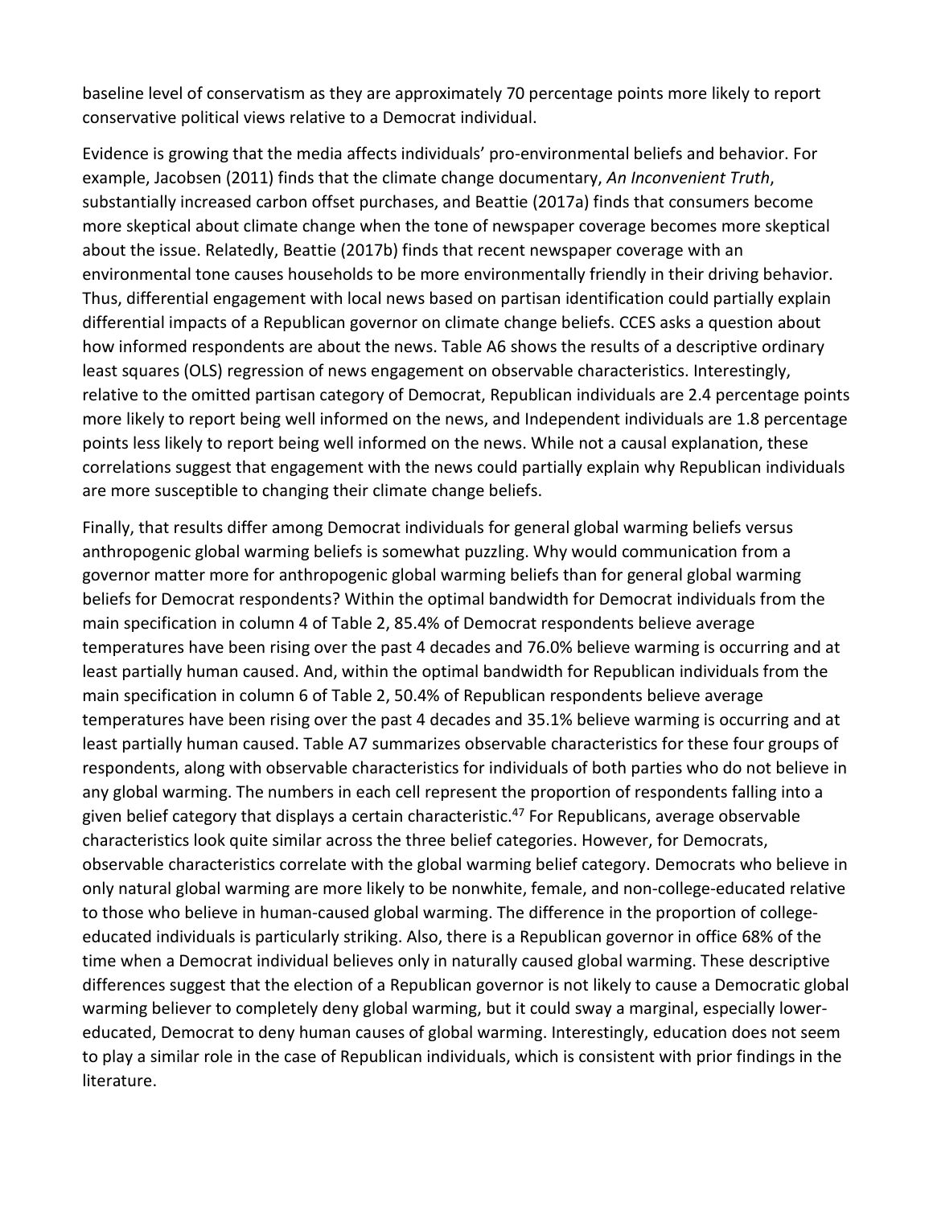baseline level of conservatism as they are approximately 70 percentage points more likely to report conservative political views relative to a Democrat individual.

Evidence is growing that the media affects individuals' pro-environmental beliefs and behavior. For example, Jacobsen (2011) finds that the climate change documentary, *An Inconvenient Truth*, substantially increased carbon offset purchases, and Beattie (2017a) finds that consumers become more skeptical about climate change when the tone of newspaper coverage becomes more skeptical about the issue. Relatedly, Beattie (2017b) finds that recent newspaper coverage with an environmental tone causes households to be more environmentally friendly in their driving behavior. Thus, differential engagement with local news based on partisan identification could partially explain differential impacts of a Republican governor on climate change beliefs. CCES asks a question about how informed respondents are about the news. Table A6 shows the results of a descriptive ordinary least squares (OLS) regression of news engagement on observable characteristics. Interestingly, relative to the omitted partisan category of Democrat, Republican individuals are 2.4 percentage points more likely to report being well informed on the news, and Independent individuals are 1.8 percentage points less likely to report being well informed on the news. While not a causal explanation, these correlations suggest that engagement with the news could partially explain why Republican individuals are more susceptible to changing their climate change beliefs.

Finally, that results differ among Democrat individuals for general global warming beliefs versus anthropogenic global warming beliefs is somewhat puzzling. Why would communication from a governor matter more for anthropogenic global warming beliefs than for general global warming beliefs for Democrat respondents? Within the optimal bandwidth for Democrat individuals from the main specification in column 4 of Table 2, 85.4% of Democrat respondents believe average temperatures have been rising over the past 4 decades and 76.0% believe warming is occurring and at least partially human caused. And, within the optimal bandwidth for Republican individuals from the main specification in column 6 of Table 2, 50.4% of Republican respondents believe average temperatures have been rising over the past 4 decades and 35.1% believe warming is occurring and at least partially human caused. Table A7 summarizes observable characteristics for these four groups of respondents, along with observable characteristics for individuals of both parties who do not believe in any global warming. The numbers in each cell represent the proportion of respondents falling into a given belief category that displays a certain characteristic.[47] For Republicans, average observable characteristics look quite similar across the three belief categories. However, for Democrats, observable characteristics correlate with the global warming belief category. Democrats who believe in only natural global warming are more likely to be nonwhite, female, and non-college-educated relative to those who believe in human-caused global warming. The difference in the proportion of college-educated individuals is particularly striking. Also, there is a Republican governor in office 68% of the time when a Democrat individual believes only in naturally caused global warming. These descriptive differences suggest that the election of a Republican governor is not likely to cause a Democratic global warming believer to completely deny global warming, but it could sway a marginal, especially lower-educated, Democrat to deny human causes of global warming. Interestingly, education does not seem to play a similar role in the case of Republican individuals, which is consistent with prior findings in the literature.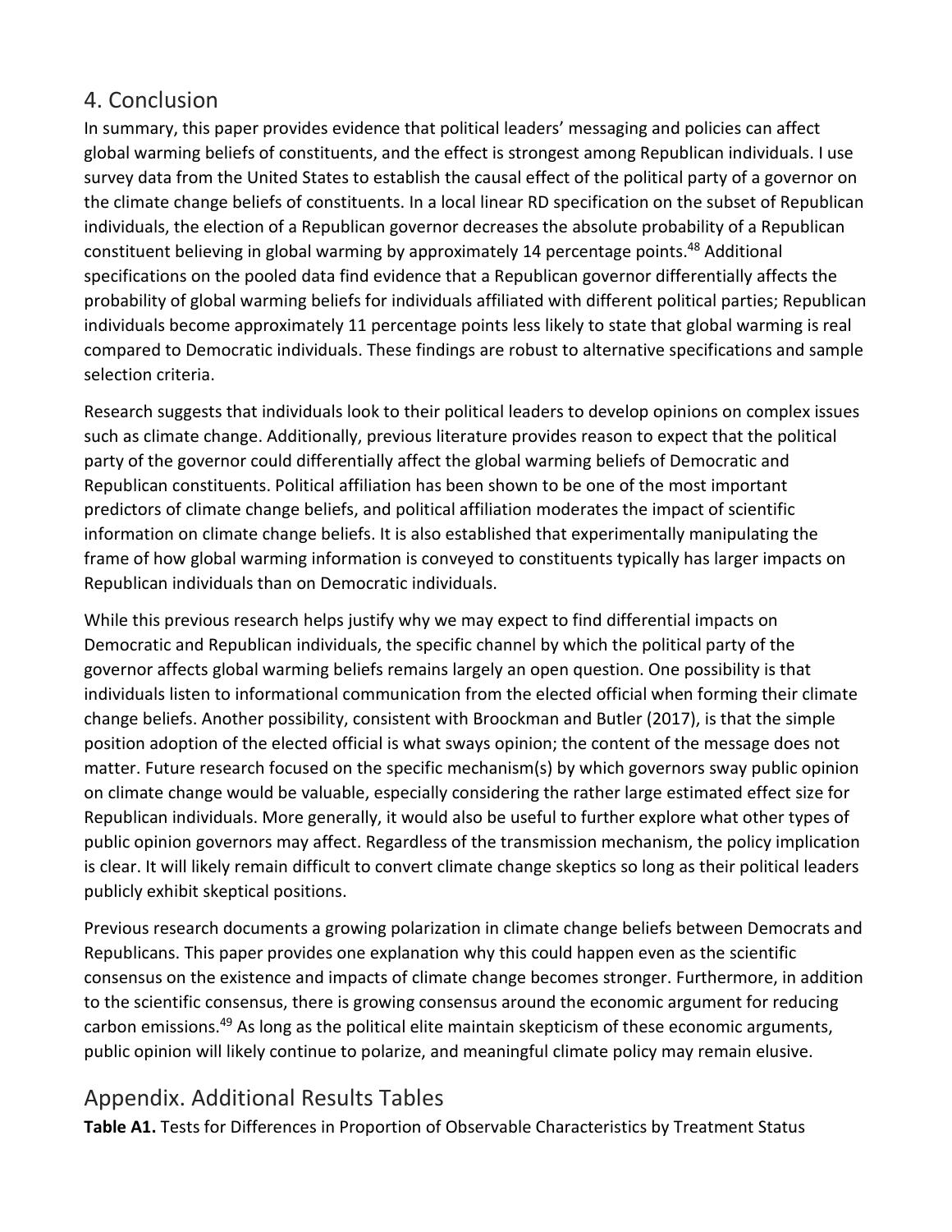## 4. Conclusion

In summary, this paper provides evidence that political leaders' messaging and policies can affect global warming beliefs of constituents, and the effect is strongest among Republican individuals. I use survey data from the United States to establish the causal effect of the political party of a governor on the climate change beliefs of constituents. In a local linear RD specification on the subset of Republican individuals, the election of a Republican governor decreases the absolute probability of a Republican constituent believing in global warming by approximately 14 percentage points.[48] Additional specifications on the pooled data find evidence that a Republican governor differentially affects the probability of global warming beliefs for individuals affiliated with different political parties; Republican individuals become approximately 11 percentage points less likely to state that global warming is real compared to Democratic individuals. These findings are robust to alternative specifications and sample selection criteria.

Research suggests that individuals look to their political leaders to develop opinions on complex issues such as climate change. Additionally, previous literature provides reason to expect that the political party of the governor could differentially affect the global warming beliefs of Democratic and Republican constituents. Political affiliation has been shown to be one of the most important predictors of climate change beliefs, and political affiliation moderates the impact of scientific information on climate change beliefs. It is also established that experimentally manipulating the frame of how global warming information is conveyed to constituents typically has larger impacts on Republican individuals than on Democratic individuals.

While this previous research helps justify why we may expect to find differential impacts on Democratic and Republican individuals, the specific channel by which the political party of the governor affects global warming beliefs remains largely an open question. One possibility is that individuals listen to informational communication from the elected official when forming their climate change beliefs. Another possibility, consistent with Broockman and Butler (2017), is that the simple position adoption of the elected official is what sways opinion; the content of the message does not matter. Future research focused on the specific mechanism(s) by which governors sway public opinion on climate change would be valuable, especially considering the rather large estimated effect size for Republican individuals. More generally, it would also be useful to further explore what other types of public opinion governors may affect. Regardless of the transmission mechanism, the policy implication is clear. It will likely remain difficult to convert climate change skeptics so long as their political leaders publicly exhibit skeptical positions.

Previous research documents a growing polarization in climate change beliefs between Democrats and Republicans. This paper provides one explanation why this could happen even as the scientific consensus on the existence and impacts of climate change becomes stronger. Furthermore, in addition to the scientific consensus, there is growing consensus around the economic argument for reducing carbon emissions.[49] As long as the political elite maintain skepticism of these economic arguments, public opinion will likely continue to polarize, and meaningful climate policy may remain elusive.

## Appendix. Additional Results Tables

**Table A1.** Tests for Differences in Proportion of Observable Characteristics by Treatment Status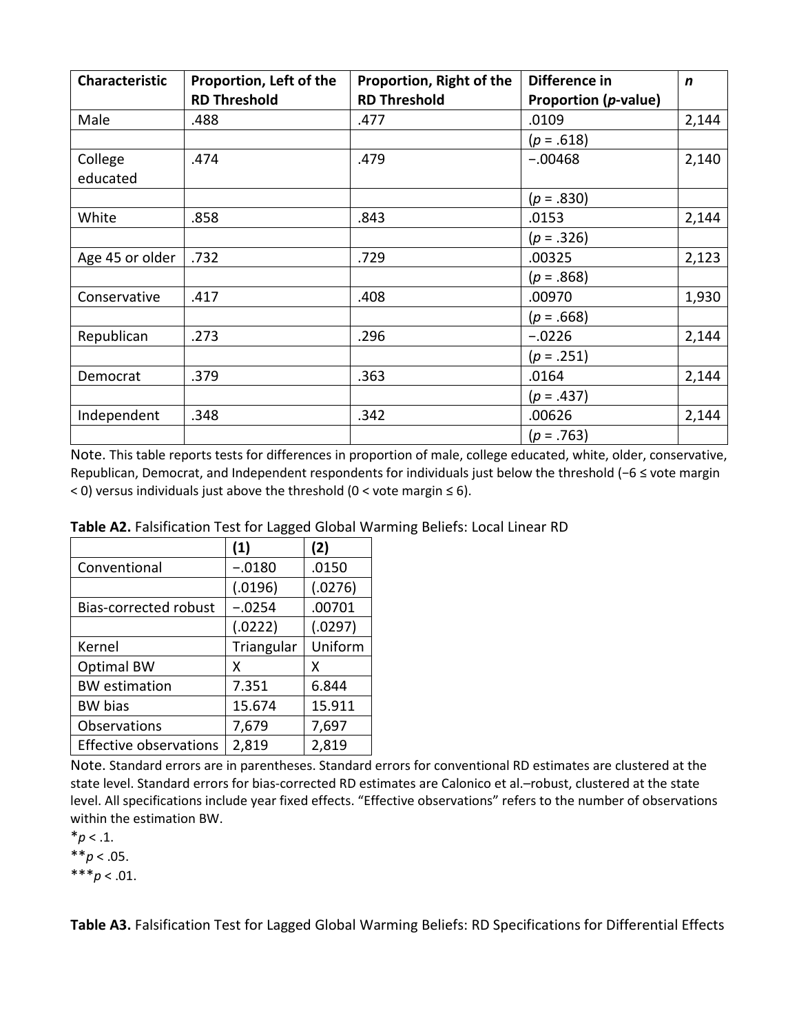| Characteristic | Proportion, Left of the RD Threshold | Proportion, Right of the RD Threshold | Difference in Proportion (*p*-value) | *n* |
|---|---|---|---|---|
| Male | .488 | .477 | .0109 | 2,144 |
| | | | (*p* = .618) | |
| College educated | .474 | .479 | −.00468 | 2,140 |
| | | | (*p* = .830) | |
| White | .858 | .843 | .0153 | 2,144 |
| | | | (*p* = .326) | |
| Age 45 or older | .732 | .729 | .00325 | 2,123 |
| | | | (*p* = .868) | |
| Conservative | .417 | .408 | .00970 | 1,930 |
| | | | (*p* = .668) | |
| Republican | .273 | .296 | −.0226 | 2,144 |
| | | | (*p* = .251) | |
| Democrat | .379 | .363 | .0164 | 2,144 |
| | | | (*p* = .437) | |
| Independent | .348 | .342 | .00626 | 2,144 |
| | | | (*p* = .763) | |

Note. This table reports tests for differences in proportion of male, college educated, white, older, conservative, Republican, Democrat, and Independent respondents for individuals just below the threshold (−6 ≤ vote margin < 0) versus individuals just above the threshold (0 < vote margin ≤ 6).

**Table A2.** Falsification Test for Lagged Global Warming Beliefs: Local Linear RD

| | (1) | (2) |
|---|---|---|
| Conventional | −.0180 | .0150 |
| | (.0196) | (.0276) |
| Bias-corrected robust | −.0254 | .00701 |
| | (.0222) | (.0297) |
| Kernel | Triangular | Uniform |
| Optimal BW | X | X |
| BW estimation | 7.351 | 6.844 |
| BW bias | 15.674 | 15.911 |
| Observations | 7,679 | 7,697 |
| Effective observations | 2,819 | 2,819 |

Note. Standard errors are in parentheses. Standard errors for conventional RD estimates are clustered at the state level. Standard errors for bias-corrected RD estimates are Calonico et al.–robust, clustered at the state level. All specifications include year fixed effects. "Effective observations" refers to the number of observations within the estimation BW.

*$p < .1$.

**$p < .05$.

***$p < .01$.

**Table A3.** Falsification Test for Lagged Global Warming Beliefs: RD Specifications for Differential Effects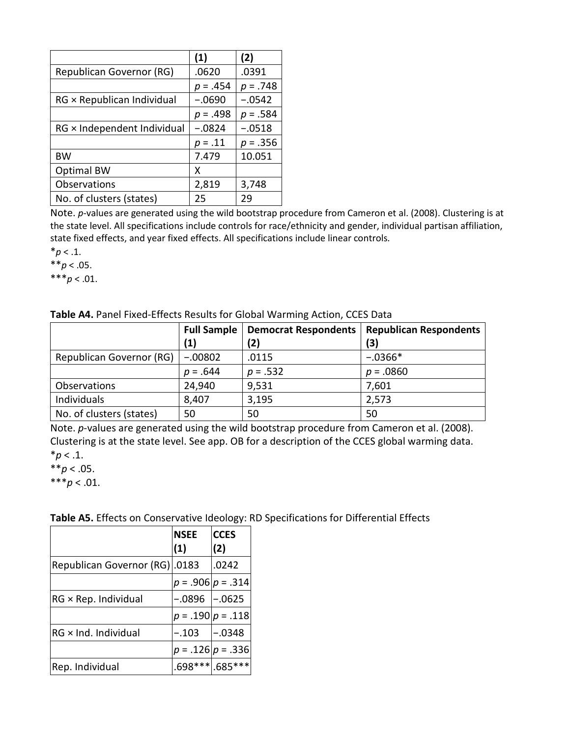| | (1) | (2) |
|---|---|---|
| Republican Governor (RG) | .0620 | .0391 |
| | $p = .454$ | $p = .748$ |
| RG × Republican Individual | −.0690 | −.0542 |
| | $p = .498$ | $p = .584$ |
| RG × Independent Individual | −.0824 | −.0518 |
| | $p = .11$ | $p = .356$ |
| BW | 7.479 | 10.051 |
| Optimal BW | X | |
| Observations | 2,819 | 3,748 |
| No. of clusters (states) | 25 | 29 |

Note. *p*-values are generated using the wild bootstrap procedure from Cameron et al. (2008). Clustering is at the state level. All specifications include controls for race/ethnicity and gender, individual partisan affiliation, state fixed effects, and year fixed effects. All specifications include linear controls.

*$p < .1$.

**$p < .05$.

***$p < .01$.

**Table A4.** Panel Fixed-Effects Results for Global Warming Action, CCES Data

| | Full Sample (1) | Democrat Respondents (2) | Republican Respondents (3) |
|---|---|---|---|
| Republican Governor (RG) | −.00802 | .0115 | −.0366* |
| | $p = .644$ | $p = .532$ | $p = .0860$ |
| Observations | 24,940 | 9,531 | 7,601 |
| Individuals | 8,407 | 3,195 | 2,573 |
| No. of clusters (states) | 50 | 50 | 50 |

Note. *p*-values are generated using the wild bootstrap procedure from Cameron et al. (2008). Clustering is at the state level. See app. OB for a description of the CCES global warming data.

*$p < .1$.

**$p < .05$.

***$p < .01$.

**Table A5.** Effects on Conservative Ideology: RD Specifications for Differential Effects

| | NSEE (1) | CCES (2) |
|---|---|---|
| Republican Governor (RG) | .0183 | .0242 |
| | $p = .906$ | $p = .314$ |
| RG × Rep. Individual | −.0896 | −.0625 |
| | $p = .190$ | $p = .118$ |
| RG × Ind. Individual | −.103 | −.0348 |
| | $p = .126$ | $p = .336$ |
| Rep. Individual | .698*** | .685*** |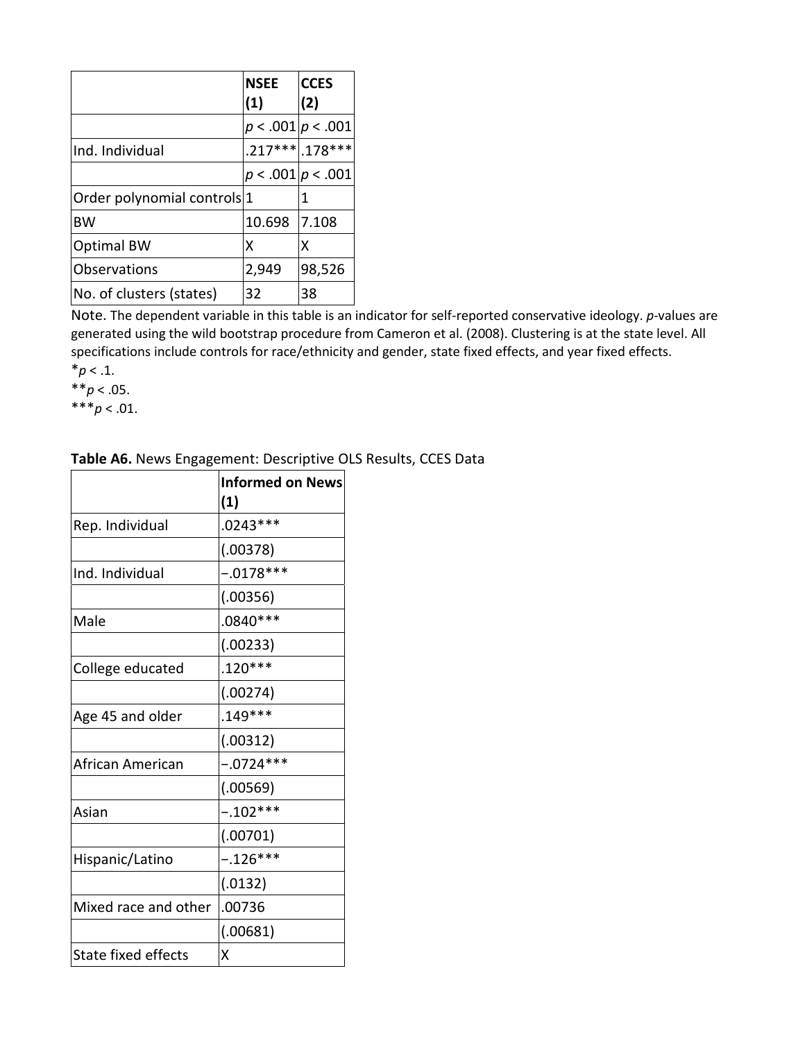| | NSEE (1) | CCES (2) |
|---|---|---|
| | $p < .001$ | $p < .001$ |
| Ind. Individual | .217*** | .178*** |
| | $p < .001$ | $p < .001$ |
| Order polynomial controls | 1 | 1 |
| BW | 10.698 | 7.108 |
| Optimal BW | X | X |
| Observations | 2,949 | 98,526 |
| No. of clusters (states) | 32 | 38 |

Note. The dependent variable in this table is an indicator for self-reported conservative ideology. *p*-values are generated using the wild bootstrap procedure from Cameron et al. (2008). Clustering is at the state level. All specifications include controls for race/ethnicity and gender, state fixed effects, and year fixed effects.

*$p < .1$.

**$p < .05$.

***$p < .01$.

**Table A6.** News Engagement: Descriptive OLS Results, CCES Data

| | Informed on News (1) |
|---|---|
| Rep. Individual | .0243*** |
| | (.00378) |
| Ind. Individual | −.0178*** |
| | (.00356) |
| Male | .0840*** |
| | (.00233) |
| College educated | .120*** |
| | (.00274) |
| Age 45 and older | .149*** |
| | (.00312) |
| African American | −.0724*** |
| | (.00569) |
| Asian | −.102*** |
| | (.00701) |
| Hispanic/Latino | −.126*** |
| | (.0132) |
| Mixed race and other | .00736 |
| | (.00681) |
| State fixed effects | X |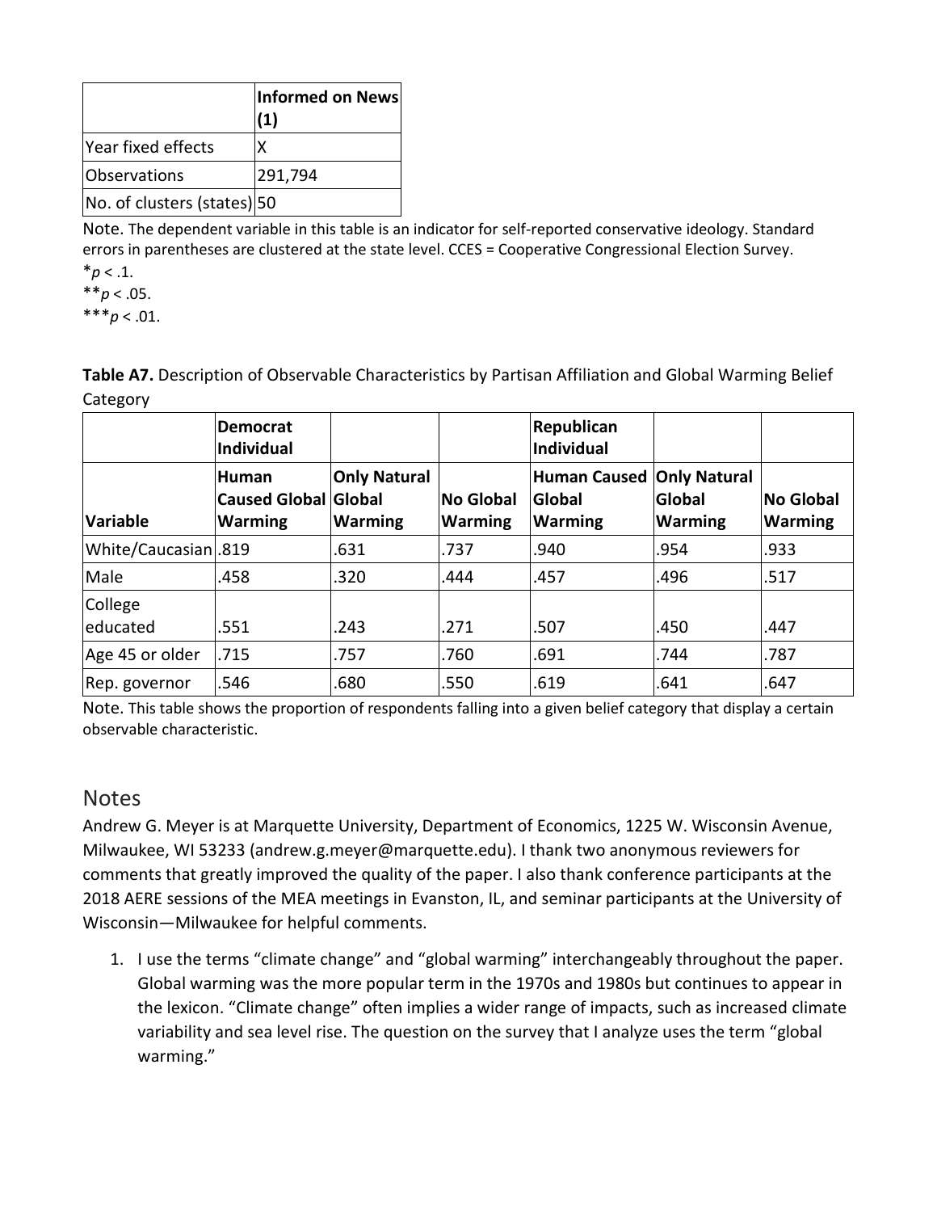| | Informed on News (1) |
|---|---|
| Year fixed effects | X |
| Observations | 291,794 |
| No. of clusters (states) | 50 |

Note. The dependent variable in this table is an indicator for self-reported conservative ideology. Standard errors in parentheses are clustered at the state level. CCES = Cooperative Congressional Election Survey.

*$p < .1$.

**$p < .05$.

***$p < .01$.

**Table A7.** Description of Observable Characteristics by Partisan Affiliation and Global Warming Belief Category

| | Democrat Individual | | | Republican Individual | | |
|---|---|---|---|---|---|---|
| Variable | Human Caused Global Warming | Only Natural Global Warming | No Global Warming | Human Caused Global Warming | Only Natural Global Warming | No Global Warming |
| White/Caucasian | .819 | .631 | .737 | .940 | .954 | .933 |
| Male | .458 | .320 | .444 | .457 | .496 | .517 |
| College educated | .551 | .243 | .271 | .507 | .450 | .447 |
| Age 45 or older | .715 | .757 | .760 | .691 | .744 | .787 |
| Rep. governor | .546 | .680 | .550 | .619 | .641 | .647 |

Note. This table shows the proportion of respondents falling into a given belief category that display a certain observable characteristic.

## Notes

Andrew G. Meyer is at Marquette University, Department of Economics, 1225 W. Wisconsin Avenue, Milwaukee, WI 53233 (andrew.g.meyer@marquette.edu). I thank two anonymous reviewers for comments that greatly improved the quality of the paper. I also thank conference participants at the 2018 AERE sessions of the MEA meetings in Evanston, IL, and seminar participants at the University of Wisconsin—Milwaukee for helpful comments.

1. I use the terms "climate change" and "global warming" interchangeably throughout the paper. Global warming was the more popular term in the 1970s and 1980s but continues to appear in the lexicon. "Climate change" often implies a wider range of impacts, such as increased climate variability and sea level rise. The question on the survey that I analyze uses the term "global warming."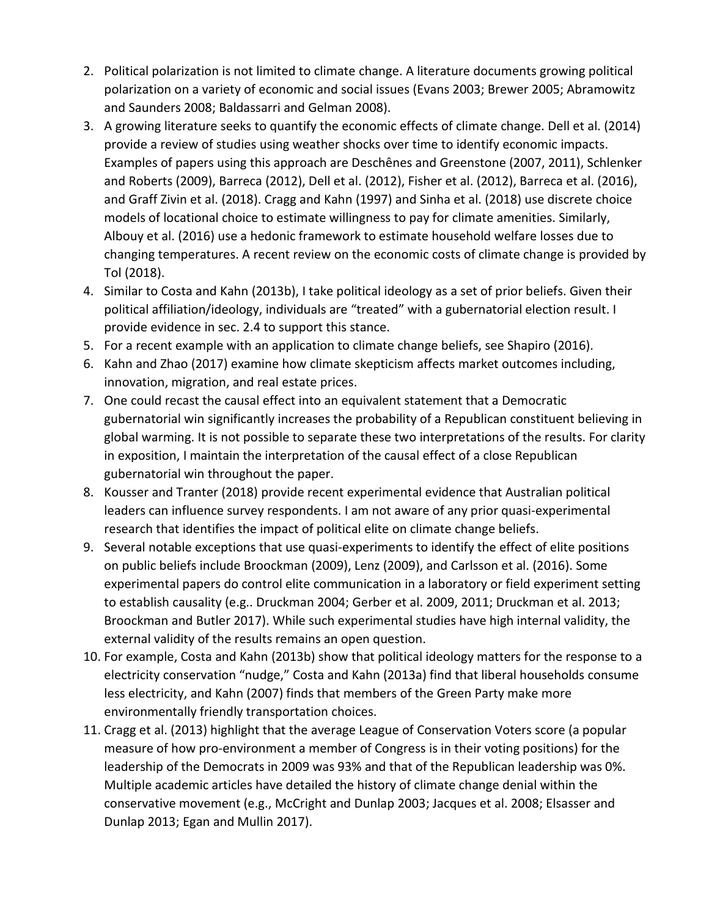2. Political polarization is not limited to climate change. A literature documents growing political polarization on a variety of economic and social issues (Evans 2003; Brewer 2005; Abramowitz and Saunders 2008; Baldassarri and Gelman 2008).
3. A growing literature seeks to quantify the economic effects of climate change. Dell et al. (2014) provide a review of studies using weather shocks over time to identify economic impacts. Examples of papers using this approach are Deschênes and Greenstone (2007, 2011), Schlenker and Roberts (2009), Barreca (2012), Dell et al. (2012), Fisher et al. (2012), Barreca et al. (2016), and Graff Zivin et al. (2018). Cragg and Kahn (1997) and Sinha et al. (2018) use discrete choice models of locational choice to estimate willingness to pay for climate amenities. Similarly, Albouy et al. (2016) use a hedonic framework to estimate household welfare losses due to changing temperatures. A recent review on the economic costs of climate change is provided by Tol (2018).
4. Similar to Costa and Kahn (2013b), I take political ideology as a set of prior beliefs. Given their political affiliation/ideology, individuals are "treated" with a gubernatorial election result. I provide evidence in sec. 2.4 to support this stance.
5. For a recent example with an application to climate change beliefs, see Shapiro (2016).
6. Kahn and Zhao (2017) examine how climate skepticism affects market outcomes including, innovation, migration, and real estate prices.
7. One could recast the causal effect into an equivalent statement that a Democratic gubernatorial win significantly increases the probability of a Republican constituent believing in global warming. It is not possible to separate these two interpretations of the results. For clarity in exposition, I maintain the interpretation of the causal effect of a close Republican gubernatorial win throughout the paper.
8. Kousser and Tranter (2018) provide recent experimental evidence that Australian political leaders can influence survey respondents. I am not aware of any prior quasi-experimental research that identifies the impact of political elite on climate change beliefs.
9. Several notable exceptions that use quasi-experiments to identify the effect of elite positions on public beliefs include Broockman (2009), Lenz (2009), and Carlsson et al. (2016). Some experimental papers do control elite communication in a laboratory or field experiment setting to establish causality (e.g.. Druckman 2004; Gerber et al. 2009, 2011; Druckman et al. 2013; Broockman and Butler 2017). While such experimental studies have high internal validity, the external validity of the results remains an open question.
10. For example, Costa and Kahn (2013b) show that political ideology matters for the response to a electricity conservation "nudge," Costa and Kahn (2013a) find that liberal households consume less electricity, and Kahn (2007) finds that members of the Green Party make more environmentally friendly transportation choices.
11. Cragg et al. (2013) highlight that the average League of Conservation Voters score (a popular measure of how pro-environment a member of Congress is in their voting positions) for the leadership of the Democrats in 2009 was 93% and that of the Republican leadership was 0%. Multiple academic articles have detailed the history of climate change denial within the conservative movement (e.g., McCright and Dunlap 2003; Jacques et al. 2008; Elsasser and Dunlap 2013; Egan and Mullin 2017).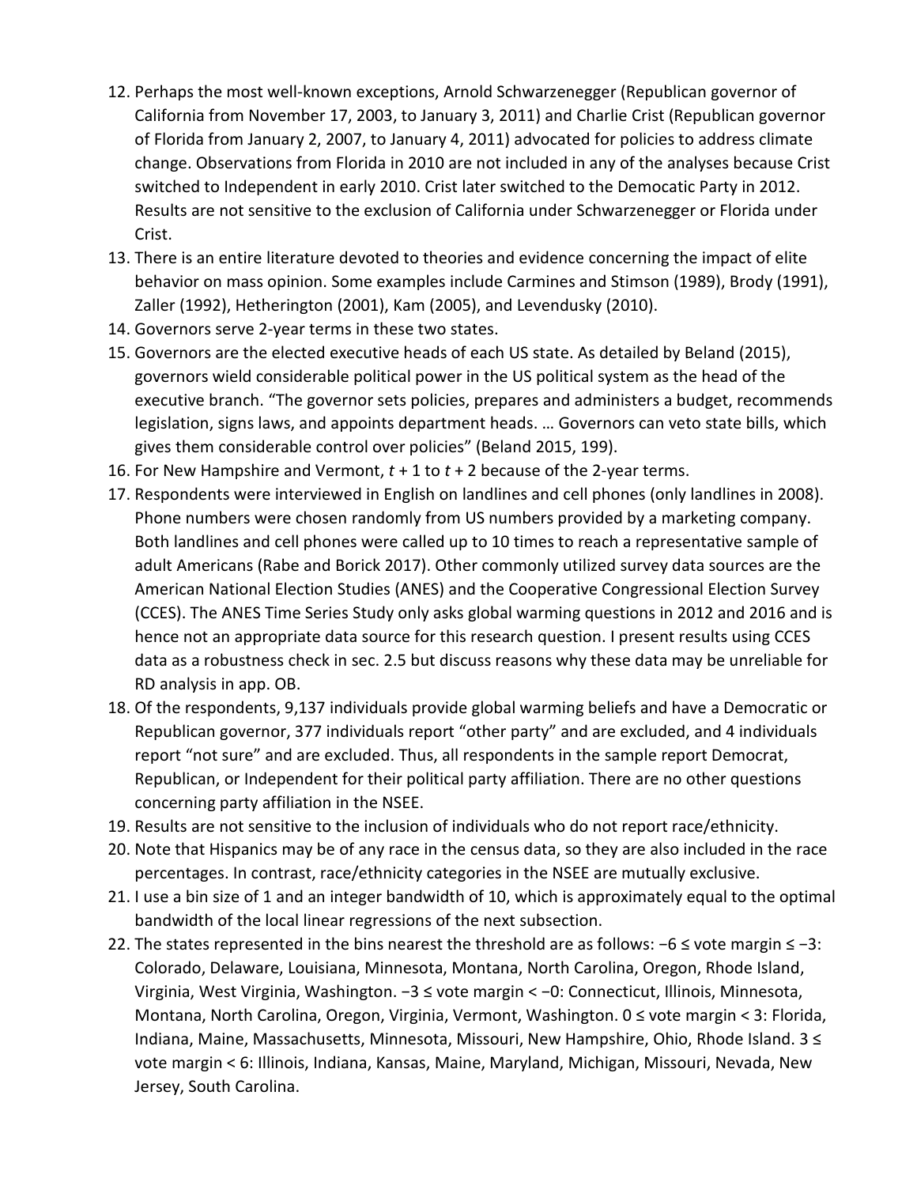12. Perhaps the most well-known exceptions, Arnold Schwarzenegger (Republican governor of California from November 17, 2003, to January 3, 2011) and Charlie Crist (Republican governor of Florida from January 2, 2007, to January 4, 2011) advocated for policies to address climate change. Observations from Florida in 2010 are not included in any of the analyses because Crist switched to Independent in early 2010. Crist later switched to the Democatic Party in 2012. Results are not sensitive to the exclusion of California under Schwarzenegger or Florida under Crist.
13. There is an entire literature devoted to theories and evidence concerning the impact of elite behavior on mass opinion. Some examples include Carmines and Stimson (1989), Brody (1991), Zaller (1992), Hetherington (2001), Kam (2005), and Levendusky (2010).
14. Governors serve 2-year terms in these two states.
15. Governors are the elected executive heads of each US state. As detailed by Beland (2015), governors wield considerable political power in the US political system as the head of the executive branch. "The governor sets policies, prepares and administers a budget, recommends legislation, signs laws, and appoints department heads. … Governors can veto state bills, which gives them considerable control over policies" (Beland 2015, 199).
16. For New Hampshire and Vermont, $t + 1$ to $t + 2$ because of the 2-year terms.
17. Respondents were interviewed in English on landlines and cell phones (only landlines in 2008). Phone numbers were chosen randomly from US numbers provided by a marketing company. Both landlines and cell phones were called up to 10 times to reach a representative sample of adult Americans (Rabe and Borick 2017). Other commonly utilized survey data sources are the American National Election Studies (ANES) and the Cooperative Congressional Election Survey (CCES). The ANES Time Series Study only asks global warming questions in 2012 and 2016 and is hence not an appropriate data source for this research question. I present results using CCES data as a robustness check in sec. 2.5 but discuss reasons why these data may be unreliable for RD analysis in app. OB.
18. Of the respondents, 9,137 individuals provide global warming beliefs and have a Democratic or Republican governor, 377 individuals report "other party" and are excluded, and 4 individuals report "not sure" and are excluded. Thus, all respondents in the sample report Democrat, Republican, or Independent for their political party affiliation. There are no other questions concerning party affiliation in the NSEE.
19. Results are not sensitive to the inclusion of individuals who do not report race/ethnicity.
20. Note that Hispanics may be of any race in the census data, so they are also included in the race percentages. In contrast, race/ethnicity categories in the NSEE are mutually exclusive.
21. I use a bin size of 1 and an integer bandwidth of 10, which is approximately equal to the optimal bandwidth of the local linear regressions of the next subsection.
22. The states represented in the bins nearest the threshold are as follows: $-6 \leq$ vote margin $\leq -3$: Colorado, Delaware, Louisiana, Minnesota, Montana, North Carolina, Oregon, Rhode Island, Virginia, West Virginia, Washington. $-3 \leq$ vote margin $< -0$: Connecticut, Illinois, Minnesota, Montana, North Carolina, Oregon, Virginia, Vermont, Washington. $0 \leq$ vote margin $< 3$: Florida, Indiana, Maine, Massachusetts, Minnesota, Missouri, New Hampshire, Ohio, Rhode Island. $3 \leq$ vote margin $< 6$: Illinois, Indiana, Kansas, Maine, Maryland, Michigan, Missouri, Nevada, New Jersey, South Carolina.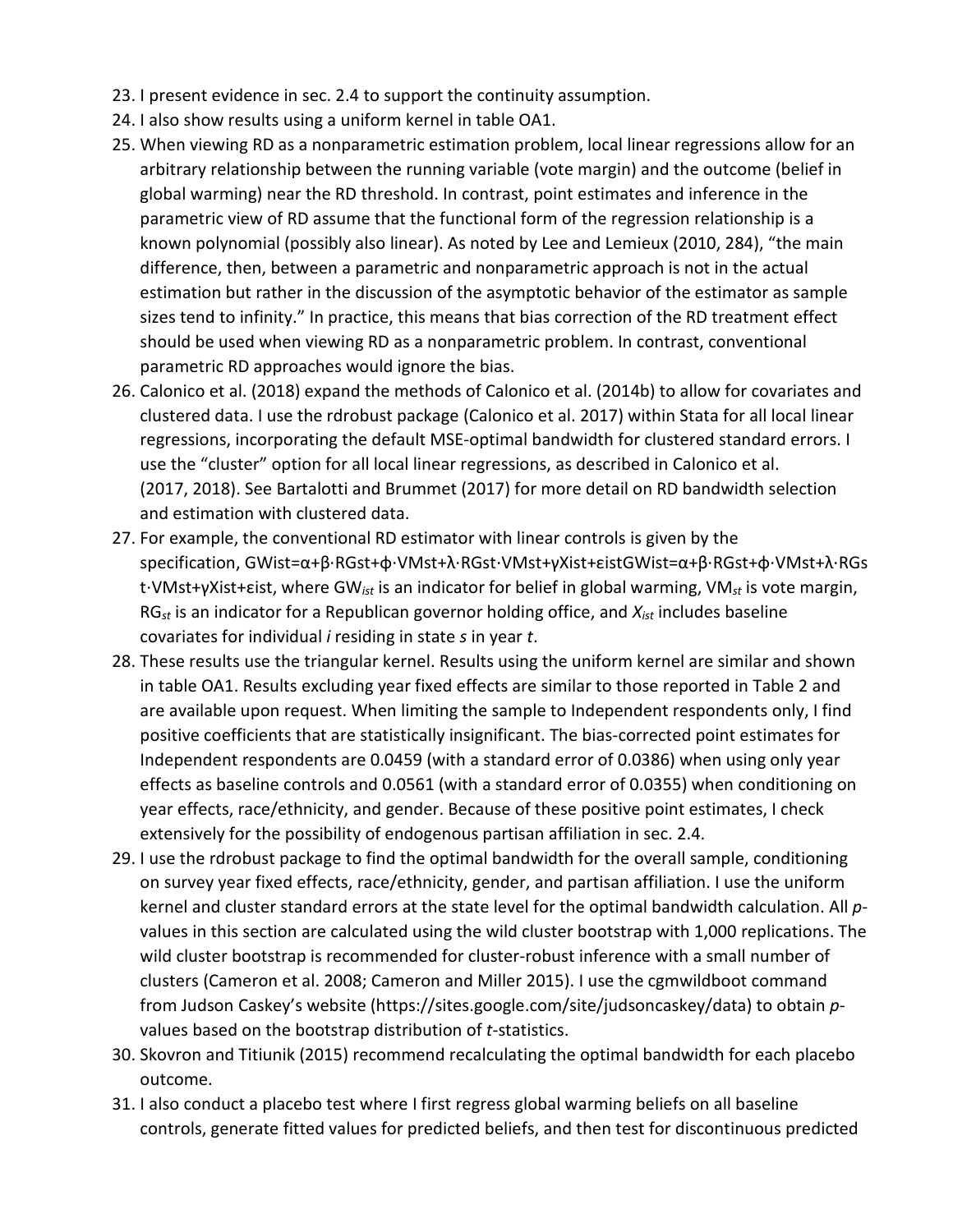23. I present evidence in sec. 2.4 to support the continuity assumption.
24. I also show results using a uniform kernel in table OA1.
25. When viewing RD as a nonparametric estimation problem, local linear regressions allow for an arbitrary relationship between the running variable (vote margin) and the outcome (belief in global warming) near the RD threshold. In contrast, point estimates and inference in the parametric view of RD assume that the functional form of the regression relationship is a known polynomial (possibly also linear). As noted by Lee and Lemieux (2010, 284), "the main difference, then, between a parametric and nonparametric approach is not in the actual estimation but rather in the discussion of the asymptotic behavior of the estimator as sample sizes tend to infinity." In practice, this means that bias correction of the RD treatment effect should be used when viewing RD as a nonparametric problem. In contrast, conventional parametric RD approaches would ignore the bias.
26. Calonico et al. (2018) expand the methods of Calonico et al. (2014b) to allow for covariates and clustered data. I use the rdrobust package (Calonico et al. 2017) within Stata for all local linear regressions, incorporating the default MSE-optimal bandwidth for clustered standard errors. I use the "cluster" option for all local linear regressions, as described in Calonico et al. (2017, 2018). See Bartalotti and Brummet (2017) for more detail on RD bandwidth selection and estimation with clustered data.
27. For example, the conventional RD estimator with linear controls is given by the specification, $GW_{ist}=\alpha+\beta\cdot RG_{st}+\phi\cdot VM_{st}+\lambda\cdot RG_{st}\cdot VM_{st}+\gamma X_{ist}+\varepsilon_{ist}$, where $GW_{ist}$ is an indicator for belief in global warming, $VM_{st}$ is vote margin, $RG_{st}$ is an indicator for a Republican governor holding office, and $X_{ist}$ includes baseline covariates for individual *i* residing in state *s* in year *t*.
28. These results use the triangular kernel. Results using the uniform kernel are similar and shown in table OA1. Results excluding year fixed effects are similar to those reported in Table 2 and are available upon request. When limiting the sample to Independent respondents only, I find positive coefficients that are statistically insignificant. The bias-corrected point estimates for Independent respondents are 0.0459 (with a standard error of 0.0386) when using only year effects as baseline controls and 0.0561 (with a standard error of 0.0355) when conditioning on year effects, race/ethnicity, and gender. Because of these positive point estimates, I check extensively for the possibility of endogenous partisan affiliation in sec. 2.4.
29. I use the rdrobust package to find the optimal bandwidth for the overall sample, conditioning on survey year fixed effects, race/ethnicity, gender, and partisan affiliation. I use the uniform kernel and cluster standard errors at the state level for the optimal bandwidth calculation. All *p*-values in this section are calculated using the wild cluster bootstrap with 1,000 replications. The wild cluster bootstrap is recommended for cluster-robust inference with a small number of clusters (Cameron et al. 2008; Cameron and Miller 2015). I use the cgmwildboot command from Judson Caskey's website (https://sites.google.com/site/judsoncaskey/data) to obtain *p*-values based on the bootstrap distribution of *t*-statistics.
30. Skovron and Titiunik (2015) recommend recalculating the optimal bandwidth for each placebo outcome.
31. I also conduct a placebo test where I first regress global warming beliefs on all baseline controls, generate fitted values for predicted beliefs, and then test for discontinuous predicted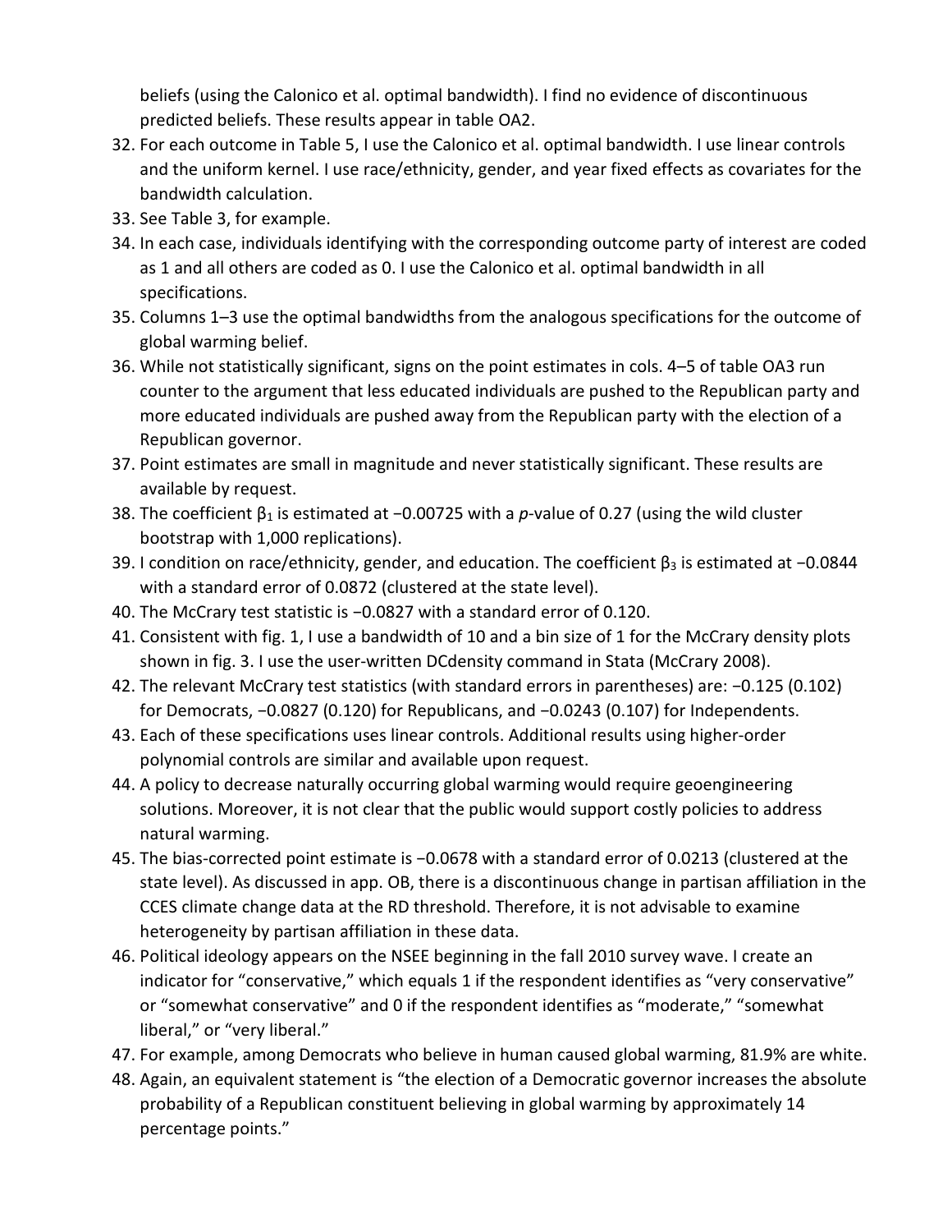beliefs (using the Calonico et al. optimal bandwidth). I find no evidence of discontinuous predicted beliefs. These results appear in table OA2.

32. For each outcome in Table 5, I use the Calonico et al. optimal bandwidth. I use linear controls and the uniform kernel. I use race/ethnicity, gender, and year fixed effects as covariates for the bandwidth calculation.
33. See Table 3, for example.
34. In each case, individuals identifying with the corresponding outcome party of interest are coded as 1 and all others are coded as 0. I use the Calonico et al. optimal bandwidth in all specifications.
35. Columns 1–3 use the optimal bandwidths from the analogous specifications for the outcome of global warming belief.
36. While not statistically significant, signs on the point estimates in cols. 4–5 of table OA3 run counter to the argument that less educated individuals are pushed to the Republican party and more educated individuals are pushed away from the Republican party with the election of a Republican governor.
37. Point estimates are small in magnitude and never statistically significant. These results are available by request.
38. The coefficient $\beta_1$ is estimated at −0.00725 with a *p*-value of 0.27 (using the wild cluster bootstrap with 1,000 replications).
39. I condition on race/ethnicity, gender, and education. The coefficient $\beta_3$ is estimated at −0.0844 with a standard error of 0.0872 (clustered at the state level).
40. The McCrary test statistic is −0.0827 with a standard error of 0.120.
41. Consistent with fig. 1, I use a bandwidth of 10 and a bin size of 1 for the McCrary density plots shown in fig. 3. I use the user-written DCdensity command in Stata (McCrary 2008).
42. The relevant McCrary test statistics (with standard errors in parentheses) are: −0.125 (0.102) for Democrats, −0.0827 (0.120) for Republicans, and −0.0243 (0.107) for Independents.
43. Each of these specifications uses linear controls. Additional results using higher-order polynomial controls are similar and available upon request.
44. A policy to decrease naturally occurring global warming would require geoengineering solutions. Moreover, it is not clear that the public would support costly policies to address natural warming.
45. The bias-corrected point estimate is −0.0678 with a standard error of 0.0213 (clustered at the state level). As discussed in app. OB, there is a discontinuous change in partisan affiliation in the CCES climate change data at the RD threshold. Therefore, it is not advisable to examine heterogeneity by partisan affiliation in these data.
46. Political ideology appears on the NSEE beginning in the fall 2010 survey wave. I create an indicator for "conservative," which equals 1 if the respondent identifies as "very conservative" or "somewhat conservative" and 0 if the respondent identifies as "moderate," "somewhat liberal," or "very liberal."
47. For example, among Democrats who believe in human caused global warming, 81.9% are white.
48. Again, an equivalent statement is "the election of a Democratic governor increases the absolute probability of a Republican constituent believing in global warming by approximately 14 percentage points."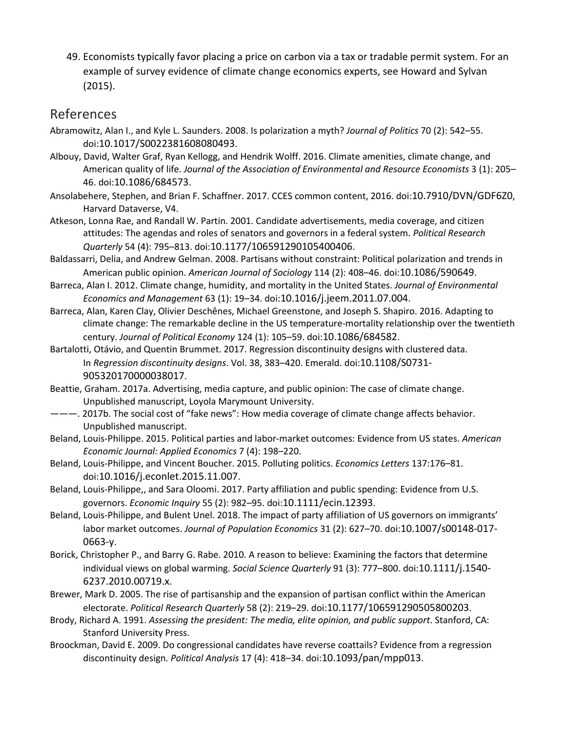49. Economists typically favor placing a price on carbon via a tax or tradable permit system. For an example of survey evidence of climate change economics experts, see Howard and Sylvan (2015).

## References

Abramowitz, Alan I., and Kyle L. Saunders. 2008. Is polarization a myth? *Journal of Politics* 70 (2): 542–55. doi:10.1017/S0022381608080493.

Albouy, David, Walter Graf, Ryan Kellogg, and Hendrik Wolff. 2016. Climate amenities, climate change, and American quality of life. *Journal of the Association of Environmental and Resource Economists* 3 (1): 205–46. doi:10.1086/684573.

Ansolabehere, Stephen, and Brian F. Schaffner. 2017. CCES common content, 2016. doi:10.7910/DVN/GDF6Z0, Harvard Dataverse, V4.

Atkeson, Lonna Rae, and Randall W. Partin. 2001. Candidate advertisements, media coverage, and citizen attitudes: The agendas and roles of senators and governors in a federal system. *Political Research Quarterly* 54 (4): 795–813. doi:10.1177/106591290105400406.

Baldassarri, Delia, and Andrew Gelman. 2008. Partisans without constraint: Political polarization and trends in American public opinion. *American Journal of Sociology* 114 (2): 408–46. doi:10.1086/590649.

Barreca, Alan I. 2012. Climate change, humidity, and mortality in the United States. *Journal of Environmental Economics and Management* 63 (1): 19–34. doi:10.1016/j.jeem.2011.07.004.

Barreca, Alan, Karen Clay, Olivier Deschênes, Michael Greenstone, and Joseph S. Shapiro. 2016. Adapting to climate change: The remarkable decline in the US temperature-mortality relationship over the twentieth century. *Journal of Political Economy* 124 (1): 105–59. doi:10.1086/684582.

Bartalotti, Otávio, and Quentin Brummet. 2017. Regression discontinuity designs with clustered data. In *Regression discontinuity designs*. Vol. 38, 383–420. Emerald. doi:10.1108/S0731-905320170000038017.

Beattie, Graham. 2017a. Advertising, media capture, and public opinion: The case of climate change. Unpublished manuscript, Loyola Marymount University.

———. 2017b. The social cost of "fake news": How media coverage of climate change affects behavior. Unpublished manuscript.

Beland, Louis-Philippe. 2015. Political parties and labor-market outcomes: Evidence from US states. *American Economic Journal: Applied Economics* 7 (4): 198–220.

Beland, Louis-Philippe, and Vincent Boucher. 2015. Polluting politics. *Economics Letters* 137:176–81. doi:10.1016/j.econlet.2015.11.007.

Beland, Louis-Philippe,, and Sara Oloomi. 2017. Party affiliation and public spending: Evidence from U.S. governors. *Economic Inquiry* 55 (2): 982–95. doi:10.1111/ecin.12393.

Beland, Louis-Philippe, and Bulent Unel. 2018. The impact of party affiliation of US governors on immigrants' labor market outcomes. *Journal of Population Economics* 31 (2): 627–70. doi:10.1007/s00148-017-0663-y.

Borick, Christopher P., and Barry G. Rabe. 2010. A reason to believe: Examining the factors that determine individual views on global warming. *Social Science Quarterly* 91 (3): 777–800. doi:10.1111/j.1540-6237.2010.00719.x.

Brewer, Mark D. 2005. The rise of partisanship and the expansion of partisan conflict within the American electorate. *Political Research Quarterly* 58 (2): 219–29. doi:10.1177/106591290505800203.

Brody, Richard A. 1991. *Assessing the president: The media, elite opinion, and public support*. Stanford, CA: Stanford University Press.

Broockman, David E. 2009. Do congressional candidates have reverse coattails? Evidence from a regression discontinuity design. *Political Analysis* 17 (4): 418–34. doi:10.1093/pan/mpp013.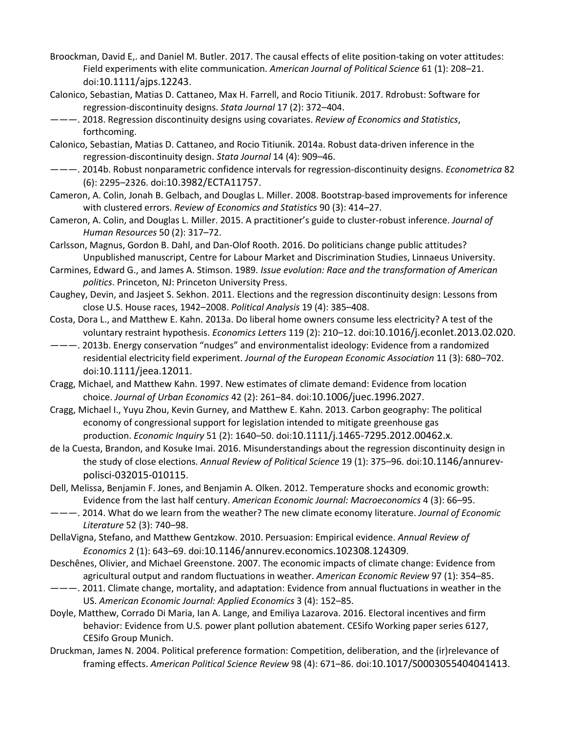Broockman, David E,. and Daniel M. Butler. 2017. The causal effects of elite position-taking on voter attitudes: Field experiments with elite communication. *American Journal of Political Science* 61 (1): 208–21. doi:10.1111/ajps.12243.

Calonico, Sebastian, Matias D. Cattaneo, Max H. Farrell, and Rocio Titiunik. 2017. Rdrobust: Software for regression-discontinuity designs. *Stata Journal* 17 (2): 372–404.

———. 2018. Regression discontinuity designs using covariates. *Review of Economics and Statistics*, forthcoming.

Calonico, Sebastian, Matias D. Cattaneo, and Rocio Titiunik. 2014a. Robust data-driven inference in the regression-discontinuity design. *Stata Journal* 14 (4): 909–46.

———. 2014b. Robust nonparametric confidence intervals for regression-discontinuity designs. *Econometrica* 82 (6): 2295–2326. doi:10.3982/ECTA11757.

Cameron, A. Colin, Jonah B. Gelbach, and Douglas L. Miller. 2008. Bootstrap-based improvements for inference with clustered errors. *Review of Economics and Statistics* 90 (3): 414–27.

Cameron, A. Colin, and Douglas L. Miller. 2015. A practitioner's guide to cluster-robust inference. *Journal of Human Resources* 50 (2): 317–72.

Carlsson, Magnus, Gordon B. Dahl, and Dan-Olof Rooth. 2016. Do politicians change public attitudes? Unpublished manuscript, Centre for Labour Market and Discrimination Studies, Linnaeus University.

Carmines, Edward G., and James A. Stimson. 1989. *Issue evolution: Race and the transformation of American politics*. Princeton, NJ: Princeton University Press.

Caughey, Devin, and Jasjeet S. Sekhon. 2011. Elections and the regression discontinuity design: Lessons from close U.S. House races, 1942–2008. *Political Analysis* 19 (4): 385–408.

Costa, Dora L., and Matthew E. Kahn. 2013a. Do liberal home owners consume less electricity? A test of the voluntary restraint hypothesis. *Economics Letters* 119 (2): 210–12. doi:10.1016/j.econlet.2013.02.020.

———. 2013b. Energy conservation "nudges" and environmentalist ideology: Evidence from a randomized residential electricity field experiment. *Journal of the European Economic Association* 11 (3): 680–702. doi:10.1111/jeea.12011.

Cragg, Michael, and Matthew Kahn. 1997. New estimates of climate demand: Evidence from location choice. *Journal of Urban Economics* 42 (2): 261–84. doi:10.1006/juec.1996.2027.

Cragg, Michael I., Yuyu Zhou, Kevin Gurney, and Matthew E. Kahn. 2013. Carbon geography: The political economy of congressional support for legislation intended to mitigate greenhouse gas production. *Economic Inquiry* 51 (2): 1640–50. doi:10.1111/j.1465-7295.2012.00462.x.

de la Cuesta, Brandon, and Kosuke Imai. 2016. Misunderstandings about the regression discontinuity design in the study of close elections. *Annual Review of Political Science* 19 (1): 375–96. doi:10.1146/annurev-polisci-032015-010115.

Dell, Melissa, Benjamin F. Jones, and Benjamin A. Olken. 2012. Temperature shocks and economic growth: Evidence from the last half century. *American Economic Journal: Macroeconomics* 4 (3): 66–95.

———. 2014. What do we learn from the weather? The new climate economy literature. *Journal of Economic Literature* 52 (3): 740–98.

DellaVigna, Stefano, and Matthew Gentzkow. 2010. Persuasion: Empirical evidence. *Annual Review of Economics* 2 (1): 643–69. doi:10.1146/annurev.economics.102308.124309.

Deschênes, Olivier, and Michael Greenstone. 2007. The economic impacts of climate change: Evidence from agricultural output and random fluctuations in weather. *American Economic Review* 97 (1): 354–85.

———. 2011. Climate change, mortality, and adaptation: Evidence from annual fluctuations in weather in the US. *American Economic Journal: Applied Economics* 3 (4): 152–85.

Doyle, Matthew, Corrado Di Maria, Ian A. Lange, and Emiliya Lazarova. 2016. Electoral incentives and firm behavior: Evidence from U.S. power plant pollution abatement. CESifo Working paper series 6127, CESifo Group Munich.

Druckman, James N. 2004. Political preference formation: Competition, deliberation, and the (ir)relevance of framing effects. *American Political Science Review* 98 (4): 671–86. doi:10.1017/S0003055404041413.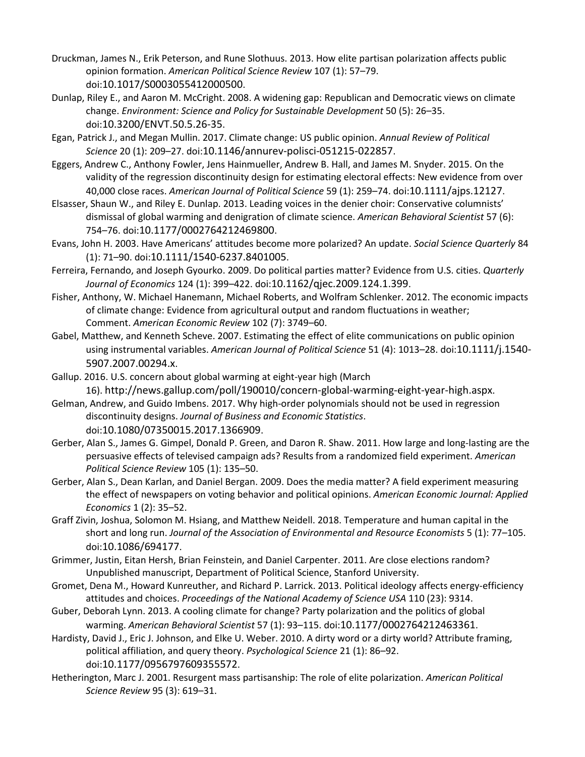Druckman, James N., Erik Peterson, and Rune Slothuus. 2013. How elite partisan polarization affects public opinion formation. *American Political Science Review* 107 (1): 57–79. doi:10.1017/S0003055412000500.

Dunlap, Riley E., and Aaron M. McCright. 2008. A widening gap: Republican and Democratic views on climate change. *Environment: Science and Policy for Sustainable Development* 50 (5): 26–35. doi:10.3200/ENVT.50.5.26-35.

Egan, Patrick J., and Megan Mullin. 2017. Climate change: US public opinion. *Annual Review of Political Science* 20 (1): 209–27. doi:10.1146/annurev-polisci-051215-022857.

Eggers, Andrew C., Anthony Fowler, Jens Hainmueller, Andrew B. Hall, and James M. Snyder. 2015. On the validity of the regression discontinuity design for estimating electoral effects: New evidence from over 40,000 close races. *American Journal of Political Science* 59 (1): 259–74. doi:10.1111/ajps.12127.

Elsasser, Shaun W., and Riley E. Dunlap. 2013. Leading voices in the denier choir: Conservative columnists' dismissal of global warming and denigration of climate science. *American Behavioral Scientist* 57 (6): 754–76. doi:10.1177/0002764212469800.

Evans, John H. 2003. Have Americans' attitudes become more polarized? An update. *Social Science Quarterly* 84 (1): 71–90. doi:10.1111/1540-6237.8401005.

Ferreira, Fernando, and Joseph Gyourko. 2009. Do political parties matter? Evidence from U.S. cities. *Quarterly Journal of Economics* 124 (1): 399–422. doi:10.1162/qjec.2009.124.1.399.

Fisher, Anthony, W. Michael Hanemann, Michael Roberts, and Wolfram Schlenker. 2012. The economic impacts of climate change: Evidence from agricultural output and random fluctuations in weather; Comment. *American Economic Review* 102 (7): 3749–60.

Gabel, Matthew, and Kenneth Scheve. 2007. Estimating the effect of elite communications on public opinion using instrumental variables. *American Journal of Political Science* 51 (4): 1013–28. doi:10.1111/j.1540-5907.2007.00294.x.

Gallup. 2016. U.S. concern about global warming at eight-year high (March 16). http://news.gallup.com/poll/190010/concern-global-warming-eight-year-high.aspx.

Gelman, Andrew, and Guido Imbens. 2017. Why high-order polynomials should not be used in regression discontinuity designs. *Journal of Business and Economic Statistics*. doi:10.1080/07350015.2017.1366909.

Gerber, Alan S., James G. Gimpel, Donald P. Green, and Daron R. Shaw. 2011. How large and long-lasting are the persuasive effects of televised campaign ads? Results from a randomized field experiment. *American Political Science Review* 105 (1): 135–50.

Gerber, Alan S., Dean Karlan, and Daniel Bergan. 2009. Does the media matter? A field experiment measuring the effect of newspapers on voting behavior and political opinions. *American Economic Journal: Applied Economics* 1 (2): 35–52.

Graff Zivin, Joshua, Solomon M. Hsiang, and Matthew Neidell. 2018. Temperature and human capital in the short and long run. *Journal of the Association of Environmental and Resource Economists* 5 (1): 77–105. doi:10.1086/694177.

Grimmer, Justin, Eitan Hersh, Brian Feinstein, and Daniel Carpenter. 2011. Are close elections random? Unpublished manuscript, Department of Political Science, Stanford University.

Gromet, Dena M., Howard Kunreuther, and Richard P. Larrick. 2013. Political ideology affects energy-efficiency attitudes and choices. *Proceedings of the National Academy of Science USA* 110 (23): 9314.

Guber, Deborah Lynn. 2013. A cooling climate for change? Party polarization and the politics of global warming. *American Behavioral Scientist* 57 (1): 93–115. doi:10.1177/0002764212463361.

Hardisty, David J., Eric J. Johnson, and Elke U. Weber. 2010. A dirty word or a dirty world? Attribute framing, political affiliation, and query theory. *Psychological Science* 21 (1): 86–92. doi:10.1177/0956797609355572.

Hetherington, Marc J. 2001. Resurgent mass partisanship: The role of elite polarization. *American Political Science Review* 95 (3): 619–31.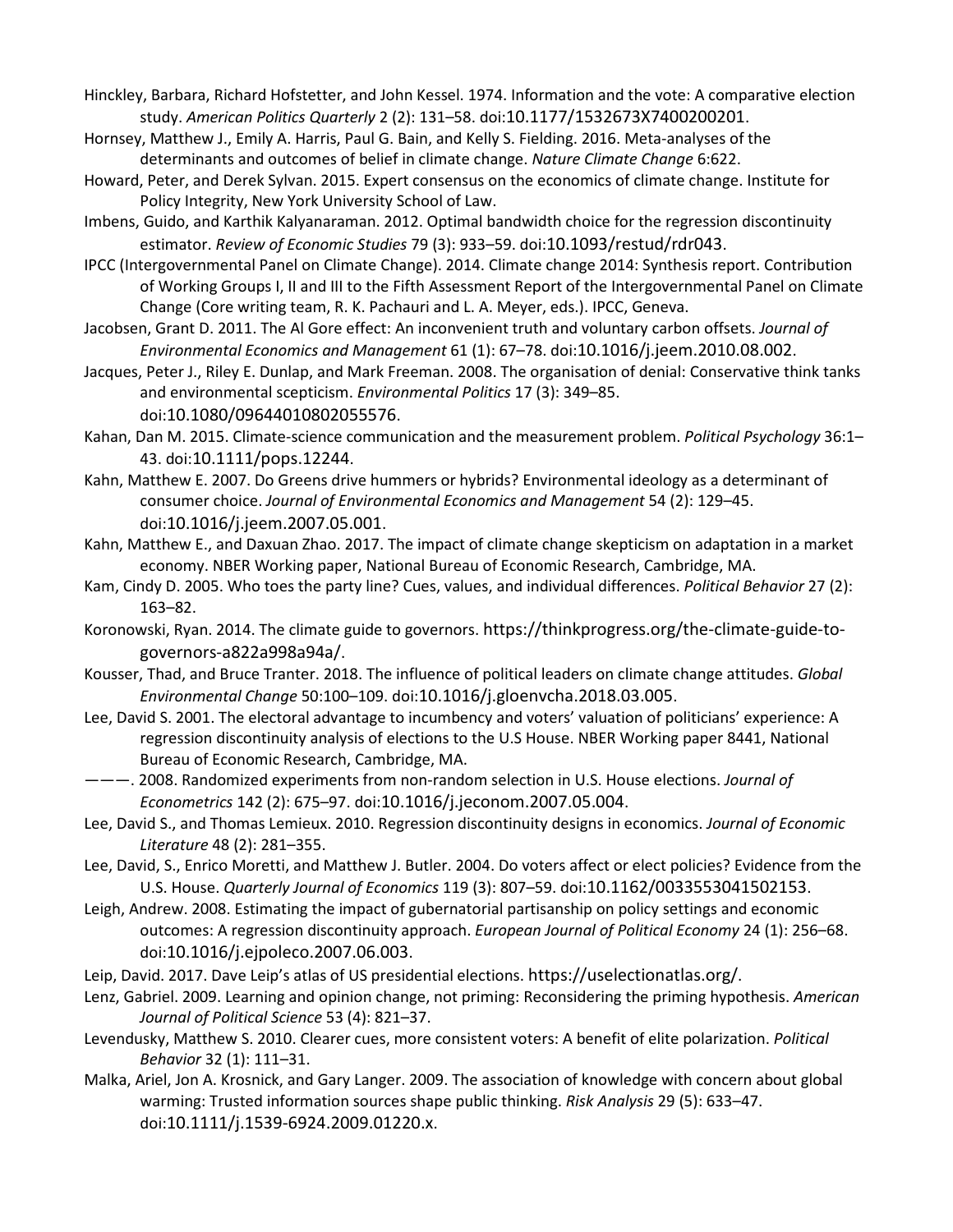Hinckley, Barbara, Richard Hofstetter, and John Kessel. 1974. Information and the vote: A comparative election study. *American Politics Quarterly* 2 (2): 131–58. doi:10.1177/1532673X7400200201.

Hornsey, Matthew J., Emily A. Harris, Paul G. Bain, and Kelly S. Fielding. 2016. Meta-analyses of the determinants and outcomes of belief in climate change. *Nature Climate Change* 6:622.

Howard, Peter, and Derek Sylvan. 2015. Expert consensus on the economics of climate change. Institute for Policy Integrity, New York University School of Law.

Imbens, Guido, and Karthik Kalyanaraman. 2012. Optimal bandwidth choice for the regression discontinuity estimator. *Review of Economic Studies* 79 (3): 933–59. doi:10.1093/restud/rdr043.

IPCC (Intergovernmental Panel on Climate Change). 2014. Climate change 2014: Synthesis report. Contribution of Working Groups I, II and III to the Fifth Assessment Report of the Intergovernmental Panel on Climate Change (Core writing team, R. K. Pachauri and L. A. Meyer, eds.). IPCC, Geneva.

Jacobsen, Grant D. 2011. The Al Gore effect: An inconvenient truth and voluntary carbon offsets. *Journal of Environmental Economics and Management* 61 (1): 67–78. doi:10.1016/j.jeem.2010.08.002.

Jacques, Peter J., Riley E. Dunlap, and Mark Freeman. 2008. The organisation of denial: Conservative think tanks and environmental scepticism. *Environmental Politics* 17 (3): 349–85. doi:10.1080/09644010802055576.

Kahan, Dan M. 2015. Climate-science communication and the measurement problem. *Political Psychology* 36:1–43. doi:10.1111/pops.12244.

Kahn, Matthew E. 2007. Do Greens drive hummers or hybrids? Environmental ideology as a determinant of consumer choice. *Journal of Environmental Economics and Management* 54 (2): 129–45. doi:10.1016/j.jeem.2007.05.001.

Kahn, Matthew E., and Daxuan Zhao. 2017. The impact of climate change skepticism on adaptation in a market economy. NBER Working paper, National Bureau of Economic Research, Cambridge, MA.

Kam, Cindy D. 2005. Who toes the party line? Cues, values, and individual differences. *Political Behavior* 27 (2): 163–82.

Koronowski, Ryan. 2014. The climate guide to governors. https://thinkprogress.org/the-climate-guide-to-governors-a822a998a94a/.

Kousser, Thad, and Bruce Tranter. 2018. The influence of political leaders on climate change attitudes. *Global Environmental Change* 50:100–109. doi:10.1016/j.gloenvcha.2018.03.005.

Lee, David S. 2001. The electoral advantage to incumbency and voters' valuation of politicians' experience: A regression discontinuity analysis of elections to the U.S House. NBER Working paper 8441, National Bureau of Economic Research, Cambridge, MA.

———. 2008. Randomized experiments from non-random selection in U.S. House elections. *Journal of Econometrics* 142 (2): 675–97. doi:10.1016/j.jeconom.2007.05.004.

Lee, David S., and Thomas Lemieux. 2010. Regression discontinuity designs in economics. *Journal of Economic Literature* 48 (2): 281–355.

Lee, David, S., Enrico Moretti, and Matthew J. Butler. 2004. Do voters affect or elect policies? Evidence from the U.S. House. *Quarterly Journal of Economics* 119 (3): 807–59. doi:10.1162/0033553041502153.

Leigh, Andrew. 2008. Estimating the impact of gubernatorial partisanship on policy settings and economic outcomes: A regression discontinuity approach. *European Journal of Political Economy* 24 (1): 256–68. doi:10.1016/j.ejpoleco.2007.06.003.

Leip, David. 2017. Dave Leip's atlas of US presidential elections. https://uselectionatlas.org/.

Lenz, Gabriel. 2009. Learning and opinion change, not priming: Reconsidering the priming hypothesis. *American Journal of Political Science* 53 (4): 821–37.

Levendusky, Matthew S. 2010. Clearer cues, more consistent voters: A benefit of elite polarization. *Political Behavior* 32 (1): 111–31.

Malka, Ariel, Jon A. Krosnick, and Gary Langer. 2009. The association of knowledge with concern about global warming: Trusted information sources shape public thinking. *Risk Analysis* 29 (5): 633–47. doi:10.1111/j.1539-6924.2009.01220.x.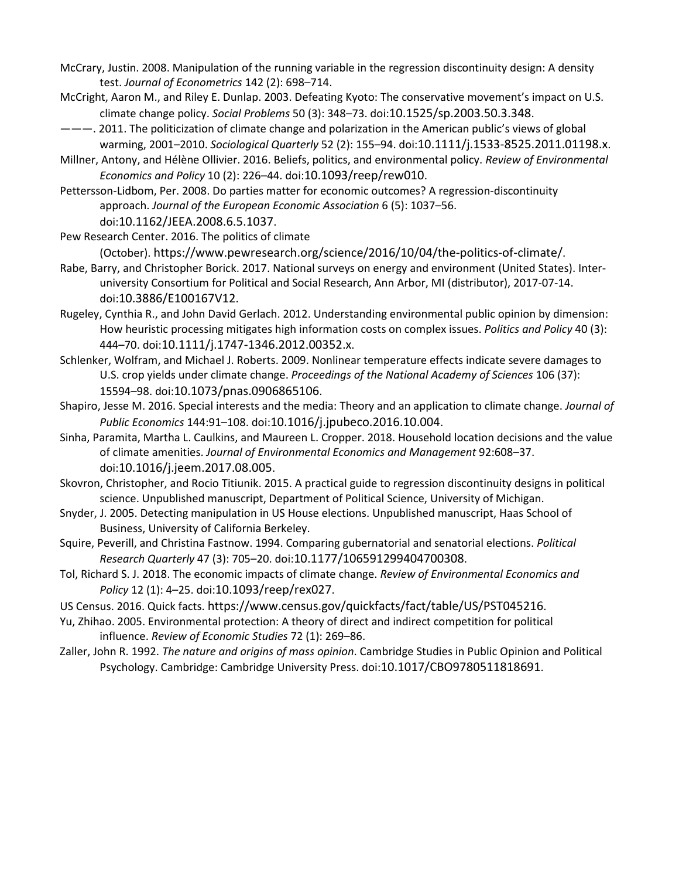McCrary, Justin. 2008. Manipulation of the running variable in the regression discontinuity design: A density test. *Journal of Econometrics* 142 (2): 698–714.

McCright, Aaron M., and Riley E. Dunlap. 2003. Defeating Kyoto: The conservative movement's impact on U.S. climate change policy. *Social Problems* 50 (3): 348–73. doi:10.1525/sp.2003.50.3.348.

———. 2011. The politicization of climate change and polarization in the American public's views of global warming, 2001–2010. *Sociological Quarterly* 52 (2): 155–94. doi:10.1111/j.1533-8525.2011.01198.x.

Millner, Antony, and Hélène Ollivier. 2016. Beliefs, politics, and environmental policy. *Review of Environmental Economics and Policy* 10 (2): 226–44. doi:10.1093/reep/rew010.

Pettersson-Lidbom, Per. 2008. Do parties matter for economic outcomes? A regression-discontinuity approach. *Journal of the European Economic Association* 6 (5): 1037–56. doi:10.1162/JEEA.2008.6.5.1037.

Pew Research Center. 2016. The politics of climate (October). https://www.pewresearch.org/science/2016/10/04/the-politics-of-climate/.

Rabe, Barry, and Christopher Borick. 2017. National surveys on energy and environment (United States). Inter-university Consortium for Political and Social Research, Ann Arbor, MI (distributor), 2017-07-14. doi:10.3886/E100167V12.

Rugeley, Cynthia R., and John David Gerlach. 2012. Understanding environmental public opinion by dimension: How heuristic processing mitigates high information costs on complex issues. *Politics and Policy* 40 (3): 444–70. doi:10.1111/j.1747-1346.2012.00352.x.

Schlenker, Wolfram, and Michael J. Roberts. 2009. Nonlinear temperature effects indicate severe damages to U.S. crop yields under climate change. *Proceedings of the National Academy of Sciences* 106 (37): 15594–98. doi:10.1073/pnas.0906865106.

Shapiro, Jesse M. 2016. Special interests and the media: Theory and an application to climate change. *Journal of Public Economics* 144:91–108. doi:10.1016/j.jpubeco.2016.10.004.

Sinha, Paramita, Martha L. Caulkins, and Maureen L. Cropper. 2018. Household location decisions and the value of climate amenities. *Journal of Environmental Economics and Management* 92:608–37. doi:10.1016/j.jeem.2017.08.005.

Skovron, Christopher, and Rocio Titiunik. 2015. A practical guide to regression discontinuity designs in political science. Unpublished manuscript, Department of Political Science, University of Michigan.

Snyder, J. 2005. Detecting manipulation in US House elections. Unpublished manuscript, Haas School of Business, University of California Berkeley.

Squire, Peverill, and Christina Fastnow. 1994. Comparing gubernatorial and senatorial elections. *Political Research Quarterly* 47 (3): 705–20. doi:10.1177/106591299404700308.

Tol, Richard S. J. 2018. The economic impacts of climate change. *Review of Environmental Economics and Policy* 12 (1): 4–25. doi:10.1093/reep/rex027.

US Census. 2016. Quick facts. https://www.census.gov/quickfacts/fact/table/US/PST045216.

Yu, Zhihao. 2005. Environmental protection: A theory of direct and indirect competition for political influence. *Review of Economic Studies* 72 (1): 269–86.

Zaller, John R. 1992. *The nature and origins of mass opinion*. Cambridge Studies in Public Opinion and Political Psychology. Cambridge: Cambridge University Press. doi:10.1017/CBO9780511818691.